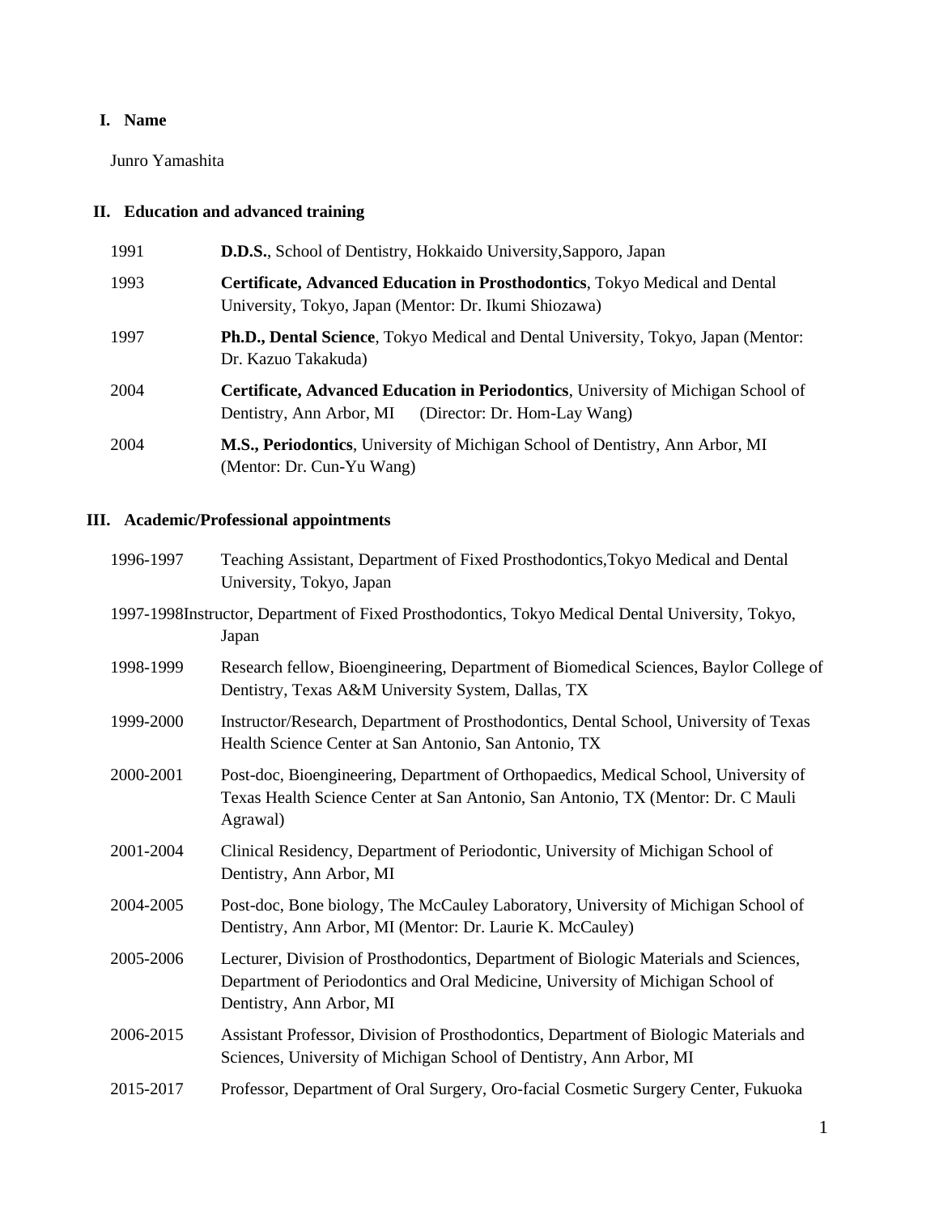## I. Name

Junro Yamashita

## II. Education and advanced training

| | |
|---|---|
| 1991 | **D.D.S.**, School of Dentistry, Hokkaido University,Sapporo, Japan |
| 1993 | **Certificate, Advanced Education in Prosthodontics**, Tokyo Medical and Dental University, Tokyo, Japan (Mentor: Dr. Ikumi Shiozawa) |
| 1997 | **Ph.D., Dental Science**, Tokyo Medical and Dental University, Tokyo, Japan (Mentor: Dr. Kazuo Takakuda) |
| 2004 | **Certificate, Advanced Education in Periodontics**, University of Michigan School of Dentistry, Ann Arbor, MI (Director: Dr. Hom-Lay Wang) |
| 2004 | **M.S., Periodontics**, University of Michigan School of Dentistry, Ann Arbor, MI (Mentor: Dr. Cun-Yu Wang) |

## III. Academic/Professional appointments

| | |
|---|---|
| 1996-1997 | Teaching Assistant, Department of Fixed Prosthodontics,Tokyo Medical and Dental University, Tokyo, Japan |
| 1997-1998 | Instructor, Department of Fixed Prosthodontics, Tokyo Medical Dental University, Tokyo, Japan |
| 1998-1999 | Research fellow, Bioengineering, Department of Biomedical Sciences, Baylor College of Dentistry, Texas A&M University System, Dallas, TX |
| 1999-2000 | Instructor/Research, Department of Prosthodontics, Dental School, University of Texas Health Science Center at San Antonio, San Antonio, TX |
| 2000-2001 | Post-doc, Bioengineering, Department of Orthopaedics, Medical School, University of Texas Health Science Center at San Antonio, San Antonio, TX (Mentor: Dr. C Mauli Agrawal) |
| 2001-2004 | Clinical Residency, Department of Periodontic, University of Michigan School of Dentistry, Ann Arbor, MI |
| 2004-2005 | Post-doc, Bone biology, The McCauley Laboratory, University of Michigan School of Dentistry, Ann Arbor, MI (Mentor: Dr. Laurie K. McCauley) |
| 2005-2006 | Lecturer, Division of Prosthodontics, Department of Biologic Materials and Sciences, Department of Periodontics and Oral Medicine, University of Michigan School of Dentistry, Ann Arbor, MI |
| 2006-2015 | Assistant Professor, Division of Prosthodontics, Department of Biologic Materials and Sciences, University of Michigan School of Dentistry, Ann Arbor, MI |
| 2015-2017 | Professor, Department of Oral Surgery, Oro-facial Cosmetic Surgery Center, Fukuoka |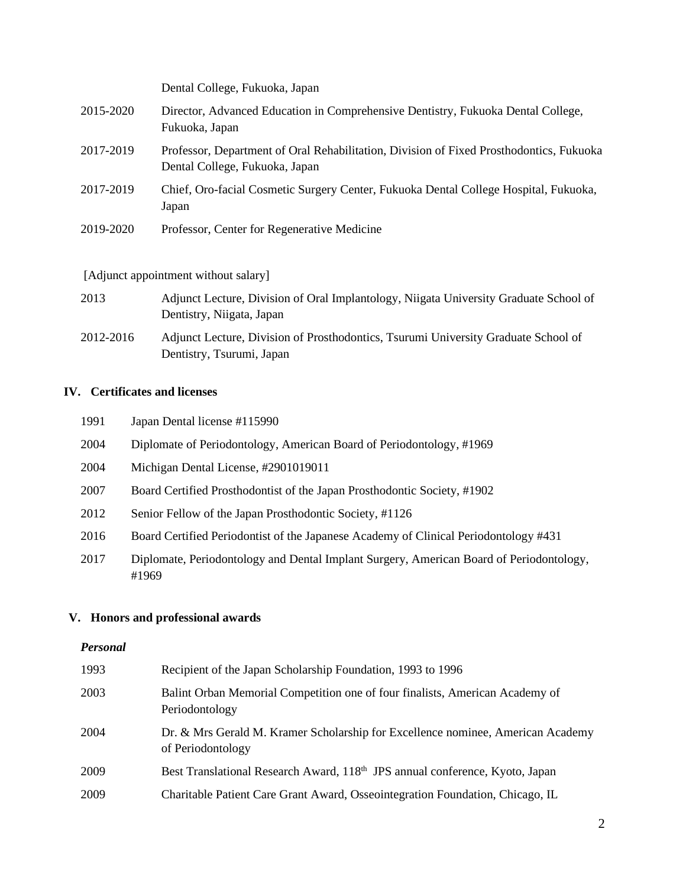| | |
|---|---|
| | Dental College, Fukuoka, Japan |
| 2015-2020 | Director, Advanced Education in Comprehensive Dentistry, Fukuoka Dental College, Fukuoka, Japan |
| 2017-2019 | Professor, Department of Oral Rehabilitation, Division of Fixed Prosthodontics, Fukuoka Dental College, Fukuoka, Japan |
| 2017-2019 | Chief, Oro-facial Cosmetic Surgery Center, Fukuoka Dental College Hospital, Fukuoka, Japan |
| 2019-2020 | Professor, Center for Regenerative Medicine |

[Adjunct appointment without salary]

| | |
|---|---|
| 2013 | Adjunct Lecture, Division of Oral Implantology, Niigata University Graduate School of Dentistry, Niigata, Japan |
| 2012-2016 | Adjunct Lecture, Division of Prosthodontics, Tsurumi University Graduate School of Dentistry, Tsurumi, Japan |

## IV. Certificates and licenses

| | |
|---|---|
| 1991 | Japan Dental license #115990 |
| 2004 | Diplomate of Periodontology, American Board of Periodontology, #1969 |
| 2004 | Michigan Dental License, #2901019011 |
| 2007 | Board Certified Prosthodontist of the Japan Prosthodontic Society, #1902 |
| 2012 | Senior Fellow of the Japan Prosthodontic Society, #1126 |
| 2016 | Board Certified Periodontist of the Japanese Academy of Clinical Periodontology #431 |
| 2017 | Diplomate, Periodontology and Dental Implant Surgery, American Board of Periodontology, #1969 |

## V. Honors and professional awards

***Personal***

| | |
|---|---|
| 1993 | Recipient of the Japan Scholarship Foundation, 1993 to 1996 |
| 2003 | Balint Orban Memorial Competition one of four finalists, American Academy of Periodontology |
| 2004 | Dr. & Mrs Gerald M. Kramer Scholarship for Excellence nominee, American Academy of Periodontology |
| 2009 | Best Translational Research Award, 118th JPS annual conference, Kyoto, Japan |
| 2009 | Charitable Patient Care Grant Award, Osseointegration Foundation, Chicago, IL |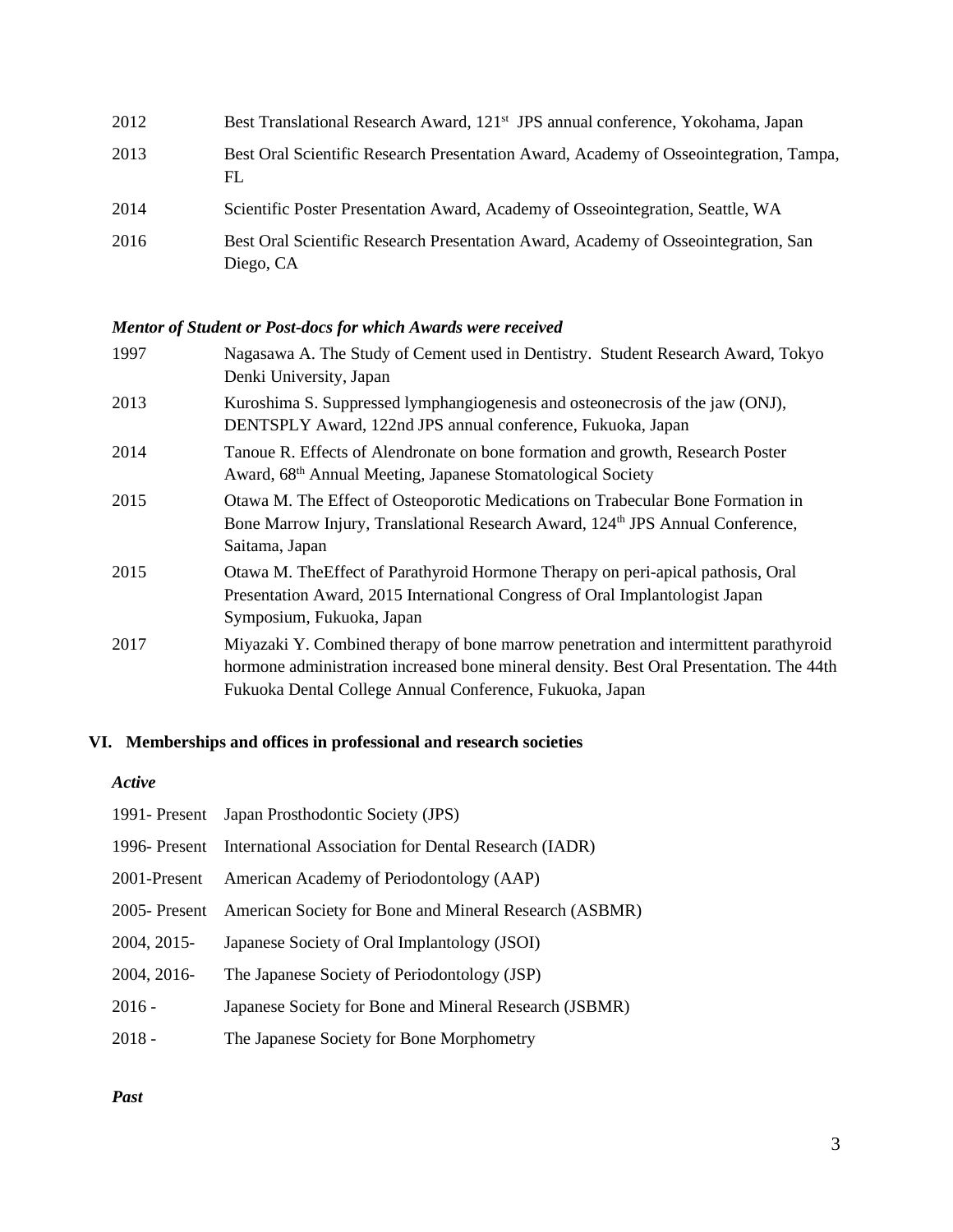| | |
|---|---|
| 2012 | Best Translational Research Award, 121st JPS annual conference, Yokohama, Japan |
| 2013 | Best Oral Scientific Research Presentation Award, Academy of Osseointegration, Tampa, FL |
| 2014 | Scientific Poster Presentation Award, Academy of Osseointegration, Seattle, WA |
| 2016 | Best Oral Scientific Research Presentation Award, Academy of Osseointegration, San Diego, CA |

***Mentor of Student or Post-docs for which Awards were received***

| | |
|---|---|
| 1997 | Nagasawa A. The Study of Cement used in Dentistry. Student Research Award, Tokyo Denki University, Japan |
| 2013 | Kuroshima S. Suppressed lymphangiogenesis and osteonecrosis of the jaw (ONJ), DENTSPLY Award, 122nd JPS annual conference, Fukuoka, Japan |
| 2014 | Tanoue R. Effects of Alendronate on bone formation and growth, Research Poster Award, 68th Annual Meeting, Japanese Stomatological Society |
| 2015 | Otawa M. The Effect of Osteoporotic Medications on Trabecular Bone Formation in Bone Marrow Injury, Translational Research Award, 124th JPS Annual Conference, Saitama, Japan |
| 2015 | Otawa M. TheEffect of Parathyroid Hormone Therapy on peri-apical pathosis, Oral Presentation Award, 2015 International Congress of Oral Implantologist Japan Symposium, Fukuoka, Japan |
| 2017 | Miyazaki Y. Combined therapy of bone marrow penetration and intermittent parathyroid hormone administration increased bone mineral density. Best Oral Presentation. The 44th Fukuoka Dental College Annual Conference, Fukuoka, Japan |

## VI. Memberships and offices in professional and research societies

***Active***

| | |
|---|---|
| 1991- Present | Japan Prosthodontic Society (JPS) |
| 1996- Present | International Association for Dental Research (IADR) |
| 2001-Present | American Academy of Periodontology (AAP) |
| 2005- Present | American Society for Bone and Mineral Research (ASBMR) |
| 2004, 2015- | Japanese Society of Oral Implantology (JSOI) |
| 2004, 2016- | The Japanese Society of Periodontology (JSP) |
| 2016 - | Japanese Society for Bone and Mineral Research (JSBMR) |
| 2018 - | The Japanese Society for Bone Morphometry |

***Past***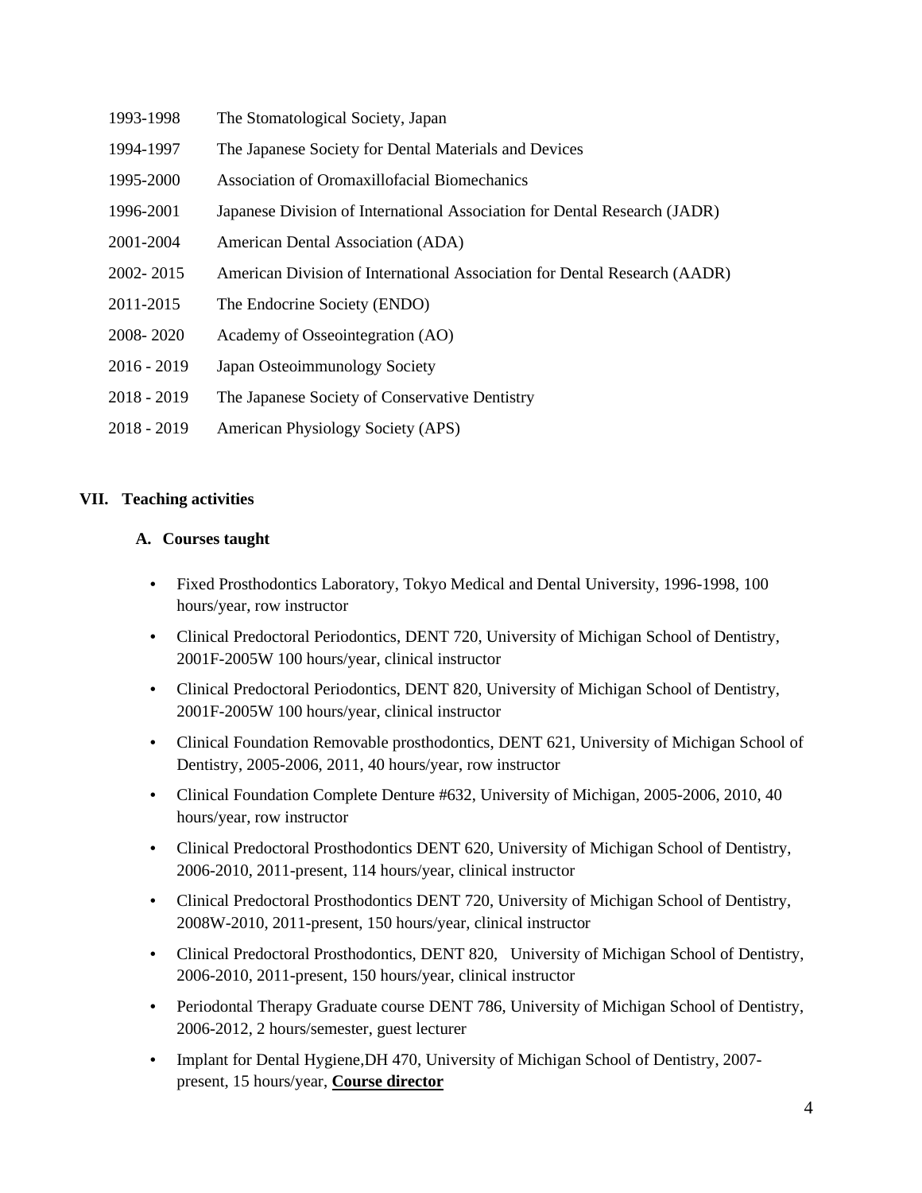| | |
|---|---|
| 1993-1998 | The Stomatological Society, Japan |
| 1994-1997 | The Japanese Society for Dental Materials and Devices |
| 1995-2000 | Association of Oromaxillofacial Biomechanics |
| 1996-2001 | Japanese Division of International Association for Dental Research (JADR) |
| 2001-2004 | American Dental Association (ADA) |
| 2002- 2015 | American Division of International Association for Dental Research (AADR) |
| 2011-2015 | The Endocrine Society (ENDO) |
| 2008- 2020 | Academy of Osseointegration (AO) |
| 2016 - 2019 | Japan Osteoimmunology Society |
| 2018 - 2019 | The Japanese Society of Conservative Dentistry |
| 2018 - 2019 | American Physiology Society (APS) |

## VII. Teaching activities

### A. Courses taught

- Fixed Prosthodontics Laboratory, Tokyo Medical and Dental University, 1996-1998, 100 hours/year, row instructor
- Clinical Predoctoral Periodontics, DENT 720, University of Michigan School of Dentistry, 2001F-2005W 100 hours/year, clinical instructor
- Clinical Predoctoral Periodontics, DENT 820, University of Michigan School of Dentistry, 2001F-2005W 100 hours/year, clinical instructor
- Clinical Foundation Removable prosthodontics, DENT 621, University of Michigan School of Dentistry, 2005-2006, 2011, 40 hours/year, row instructor
- Clinical Foundation Complete Denture #632, University of Michigan, 2005-2006, 2010, 40 hours/year, row instructor
- Clinical Predoctoral Prosthodontics DENT 620, University of Michigan School of Dentistry, 2006-2010, 2011-present, 114 hours/year, clinical instructor
- Clinical Predoctoral Prosthodontics DENT 720, University of Michigan School of Dentistry, 2008W-2010, 2011-present, 150 hours/year, clinical instructor
- Clinical Predoctoral Prosthodontics, DENT 820, University of Michigan School of Dentistry, 2006-2010, 2011-present, 150 hours/year, clinical instructor
- Periodontal Therapy Graduate course DENT 786, University of Michigan School of Dentistry, 2006-2012, 2 hours/semester, guest lecturer
- Implant for Dental Hygiene,DH 470, University of Michigan School of Dentistry, 2007-present, 15 hours/year, **Course director**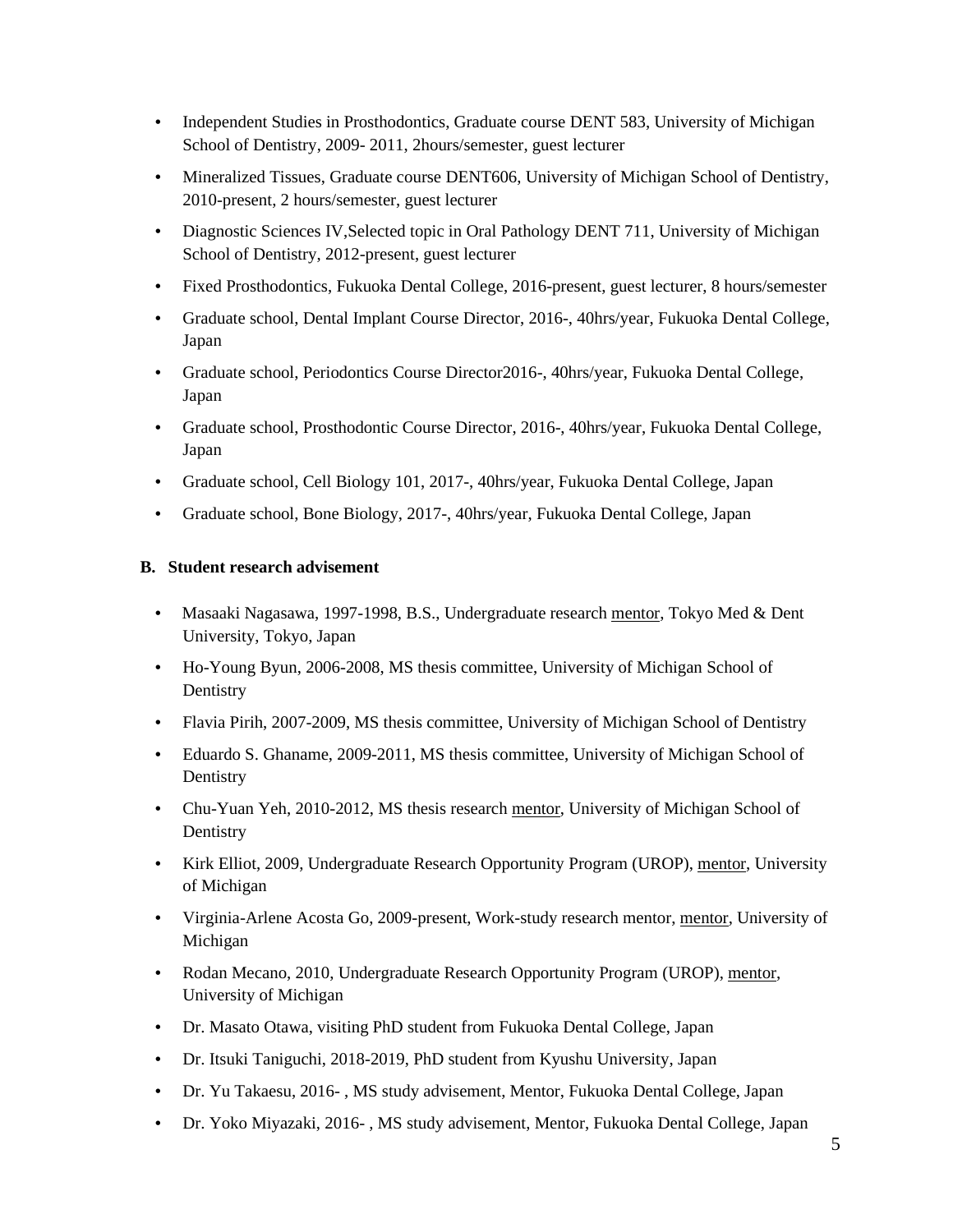- Independent Studies in Prosthodontics, Graduate course DENT 583, University of Michigan School of Dentistry, 2009- 2011, 2hours/semester, guest lecturer
- Mineralized Tissues, Graduate course DENT606, University of Michigan School of Dentistry, 2010-present, 2 hours/semester, guest lecturer
- Diagnostic Sciences IV,Selected topic in Oral Pathology DENT 711, University of Michigan School of Dentistry, 2012-present, guest lecturer
- Fixed Prosthodontics, Fukuoka Dental College, 2016-present, guest lecturer, 8 hours/semester
- Graduate school, Dental Implant Course Director, 2016-, 40hrs/year, Fukuoka Dental College, Japan
- Graduate school, Periodontics Course Director2016-, 40hrs/year, Fukuoka Dental College, Japan
- Graduate school, Prosthodontic Course Director, 2016-, 40hrs/year, Fukuoka Dental College, Japan
- Graduate school, Cell Biology 101, 2017-, 40hrs/year, Fukuoka Dental College, Japan
- Graduate school, Bone Biology, 2017-, 40hrs/year, Fukuoka Dental College, Japan

**B. Student research advisement**

- Masaaki Nagasawa, 1997-1998, B.S., Undergraduate research mentor, Tokyo Med & Dent University, Tokyo, Japan
- Ho-Young Byun, 2006-2008, MS thesis committee, University of Michigan School of Dentistry
- Flavia Pirih, 2007-2009, MS thesis committee, University of Michigan School of Dentistry
- Eduardo S. Ghaname, 2009-2011, MS thesis committee, University of Michigan School of Dentistry
- Chu-Yuan Yeh, 2010-2012, MS thesis research mentor, University of Michigan School of Dentistry
- Kirk Elliot, 2009, Undergraduate Research Opportunity Program (UROP), mentor, University of Michigan
- Virginia-Arlene Acosta Go, 2009-present, Work-study research mentor, mentor, University of Michigan
- Rodan Mecano, 2010, Undergraduate Research Opportunity Program (UROP), mentor, University of Michigan
- Dr. Masato Otawa, visiting PhD student from Fukuoka Dental College, Japan
- Dr. Itsuki Taniguchi, 2018-2019, PhD student from Kyushu University, Japan
- Dr. Yu Takaesu, 2016- , MS study advisement, Mentor, Fukuoka Dental College, Japan
- Dr. Yoko Miyazaki, 2016- , MS study advisement, Mentor, Fukuoka Dental College, Japan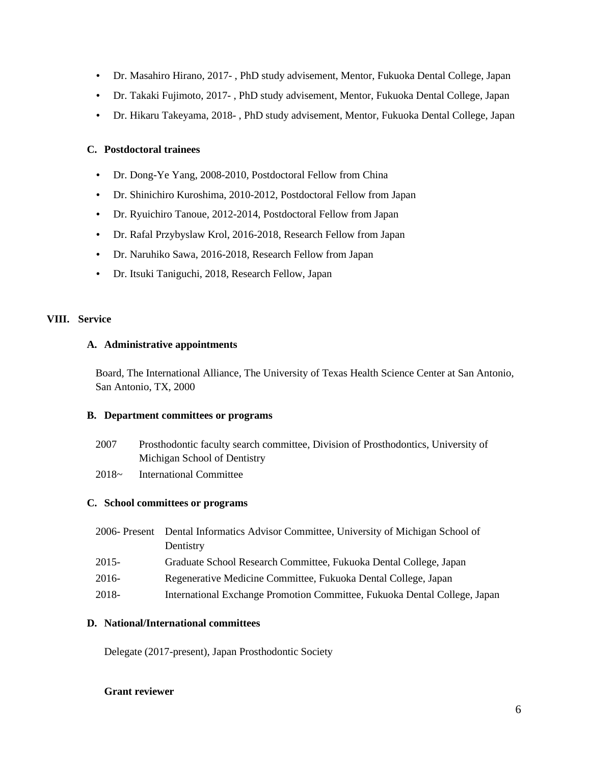- Dr. Masahiro Hirano, 2017- , PhD study advisement, Mentor, Fukuoka Dental College, Japan
- Dr. Takaki Fujimoto, 2017- , PhD study advisement, Mentor, Fukuoka Dental College, Japan
- Dr. Hikaru Takeyama, 2018- , PhD study advisement, Mentor, Fukuoka Dental College, Japan

### C. Postdoctoral trainees

- Dr. Dong-Ye Yang, 2008-2010, Postdoctoral Fellow from China
- Dr. Shinichiro Kuroshima, 2010-2012, Postdoctoral Fellow from Japan
- Dr. Ryuichiro Tanoue, 2012-2014, Postdoctoral Fellow from Japan
- Dr. Rafal Przybyslaw Krol, 2016-2018, Research Fellow from Japan
- Dr. Naruhiko Sawa, 2016-2018, Research Fellow from Japan
- Dr. Itsuki Taniguchi, 2018, Research Fellow, Japan

## VIII. Service

### A. Administrative appointments

Board, The International Alliance, The University of Texas Health Science Center at San Antonio, San Antonio, TX, 2000

### B. Department committees or programs

| | |
|---|---|
| 2007 | Prosthodontic faculty search committee, Division of Prosthodontics, University of Michigan School of Dentistry |
| 2018~ | International Committee |

### C. School committees or programs

| | |
|---|---|
| 2006- Present | Dental Informatics Advisor Committee, University of Michigan School of Dentistry |
| 2015- | Graduate School Research Committee, Fukuoka Dental College, Japan |
| 2016- | Regenerative Medicine Committee, Fukuoka Dental College, Japan |
| 2018- | International Exchange Promotion Committee, Fukuoka Dental College, Japan |

### D. National/International committees

Delegate (2017-present), Japan Prosthodontic Society

**Grant reviewer**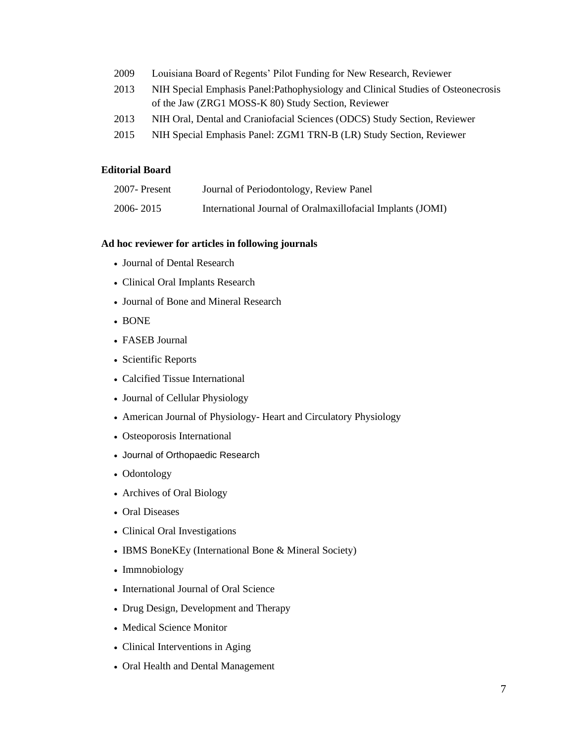2009 Louisiana Board of Regents' Pilot Funding for New Research, Reviewer

2013 NIH Special Emphasis Panel:Pathophysiology and Clinical Studies of Osteonecrosis of the Jaw (ZRG1 MOSS-K 80) Study Section, Reviewer

2013 NIH Oral, Dental and Craniofacial Sciences (ODCS) Study Section, Reviewer

2015 NIH Special Emphasis Panel: ZGM1 TRN-B (LR) Study Section, Reviewer

**Editorial Board**

2007- Present Journal of Periodontology, Review Panel

2006- 2015 International Journal of Oralmaxillofacial Implants (JOMI)

**Ad hoc reviewer for articles in following journals**

- Journal of Dental Research
- Clinical Oral Implants Research
- Journal of Bone and Mineral Research
- BONE
- FASEB Journal
- Scientific Reports
- Calcified Tissue International
- Journal of Cellular Physiology
- American Journal of Physiology- Heart and Circulatory Physiology
- Osteoporosis International
- Journal of Orthopaedic Research
- Odontology
- Archives of Oral Biology
- Oral Diseases
- Clinical Oral Investigations
- IBMS BoneKEy (International Bone & Mineral Society)
- Immnobiology
- International Journal of Oral Science
- Drug Design, Development and Therapy
- Medical Science Monitor
- Clinical Interventions in Aging
- Oral Health and Dental Management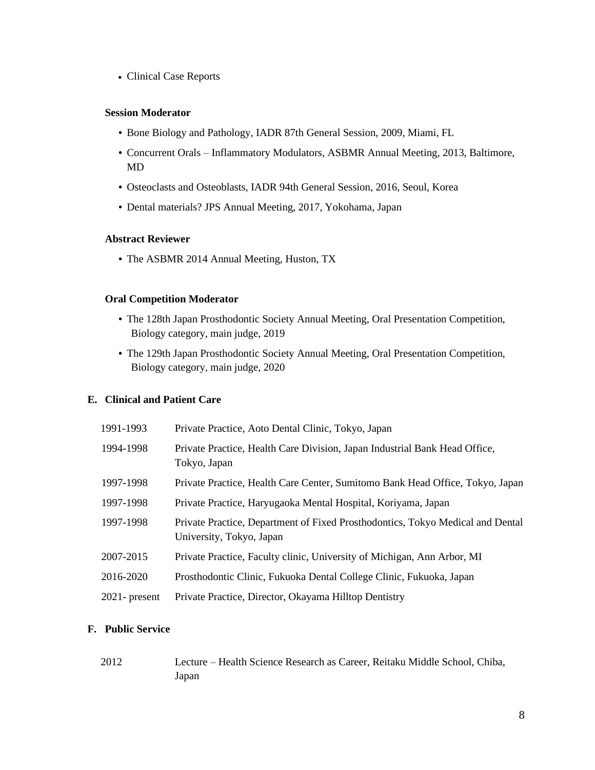- Clinical Case Reports

**Session Moderator**

- Bone Biology and Pathology, IADR 87th General Session, 2009, Miami, FL
- Concurrent Orals – Inflammatory Modulators, ASBMR Annual Meeting, 2013, Baltimore, MD
- Osteoclasts and Osteoblasts, IADR 94th General Session, 2016, Seoul, Korea
- Dental materials? JPS Annual Meeting, 2017, Yokohama, Japan

**Abstract Reviewer**

- The ASBMR 2014 Annual Meeting, Huston, TX

**Oral Competition Moderator**

- The 128th Japan Prosthodontic Society Annual Meeting, Oral Presentation Competition, Biology category, main judge, 2019
- The 129th Japan Prosthodontic Society Annual Meeting, Oral Presentation Competition, Biology category, main judge, 2020

## E. Clinical and Patient Care

| | |
|---|---|
| 1991-1993 | Private Practice, Aoto Dental Clinic, Tokyo, Japan |
| 1994-1998 | Private Practice, Health Care Division, Japan Industrial Bank Head Office, Tokyo, Japan |
| 1997-1998 | Private Practice, Health Care Center, Sumitomo Bank Head Office, Tokyo, Japan |
| 1997-1998 | Private Practice, Haryugaoka Mental Hospital, Koriyama, Japan |
| 1997-1998 | Private Practice, Department of Fixed Prosthodontics, Tokyo Medical and Dental University, Tokyo, Japan |
| 2007-2015 | Private Practice, Faculty clinic, University of Michigan, Ann Arbor, MI |
| 2016-2020 | Prosthodontic Clinic, Fukuoka Dental College Clinic, Fukuoka, Japan |
| 2021- present | Private Practice, Director, Okayama Hilltop Dentistry |

## F. Public Service

| | |
|---|---|
| 2012 | Lecture – Health Science Research as Career, Reitaku Middle School, Chiba, Japan |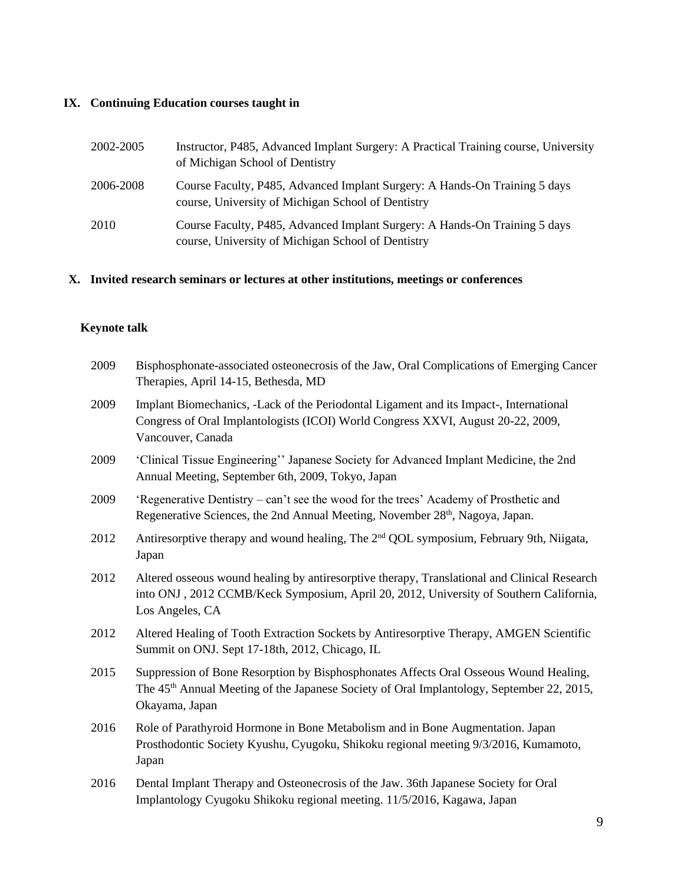## IX. Continuing Education courses taught in

2002-2005 Instructor, P485, Advanced Implant Surgery: A Practical Training course, University of Michigan School of Dentistry

2006-2008 Course Faculty, P485, Advanced Implant Surgery: A Hands-On Training 5 days course, University of Michigan School of Dentistry

2010 Course Faculty, P485, Advanced Implant Surgery: A Hands-On Training 5 days course, University of Michigan School of Dentistry

## X. Invited research seminars or lectures at other institutions, meetings or conferences

### Keynote talk

2009 Bisphosphonate-associated osteonecrosis of the Jaw, Oral Complications of Emerging Cancer Therapies, April 14-15, Bethesda, MD

2009 Implant Biomechanics, -Lack of the Periodontal Ligament and its Impact-, International Congress of Oral Implantologists (ICOI) World Congress XXVI, August 20-22, 2009, Vancouver, Canada

2009 'Clinical Tissue Engineering'' Japanese Society for Advanced Implant Medicine, the 2nd Annual Meeting, September 6th, 2009, Tokyo, Japan

2009 'Regenerative Dentistry – can't see the wood for the trees' Academy of Prosthetic and Regenerative Sciences, the 2nd Annual Meeting, November 28th, Nagoya, Japan.

2012 Antiresorptive therapy and wound healing, The 2nd QOL symposium, February 9th, Niigata, Japan

2012 Altered osseous wound healing by antiresorptive therapy, Translational and Clinical Research into ONJ , 2012 CCMB/Keck Symposium, April 20, 2012, University of Southern California, Los Angeles, CA

2012 Altered Healing of Tooth Extraction Sockets by Antiresorptive Therapy, AMGEN Scientific Summit on ONJ. Sept 17-18th, 2012, Chicago, IL

2015 Suppression of Bone Resorption by Bisphosphonates Affects Oral Osseous Wound Healing, The 45th Annual Meeting of the Japanese Society of Oral Implantology, September 22, 2015, Okayama, Japan

2016 Role of Parathyroid Hormone in Bone Metabolism and in Bone Augmentation. Japan Prosthodontic Society Kyushu, Cyugoku, Shikoku regional meeting 9/3/2016, Kumamoto, Japan

2016 Dental Implant Therapy and Osteonecrosis of the Jaw. 36th Japanese Society for Oral Implantology Cyugoku Shikoku regional meeting. 11/5/2016, Kagawa, Japan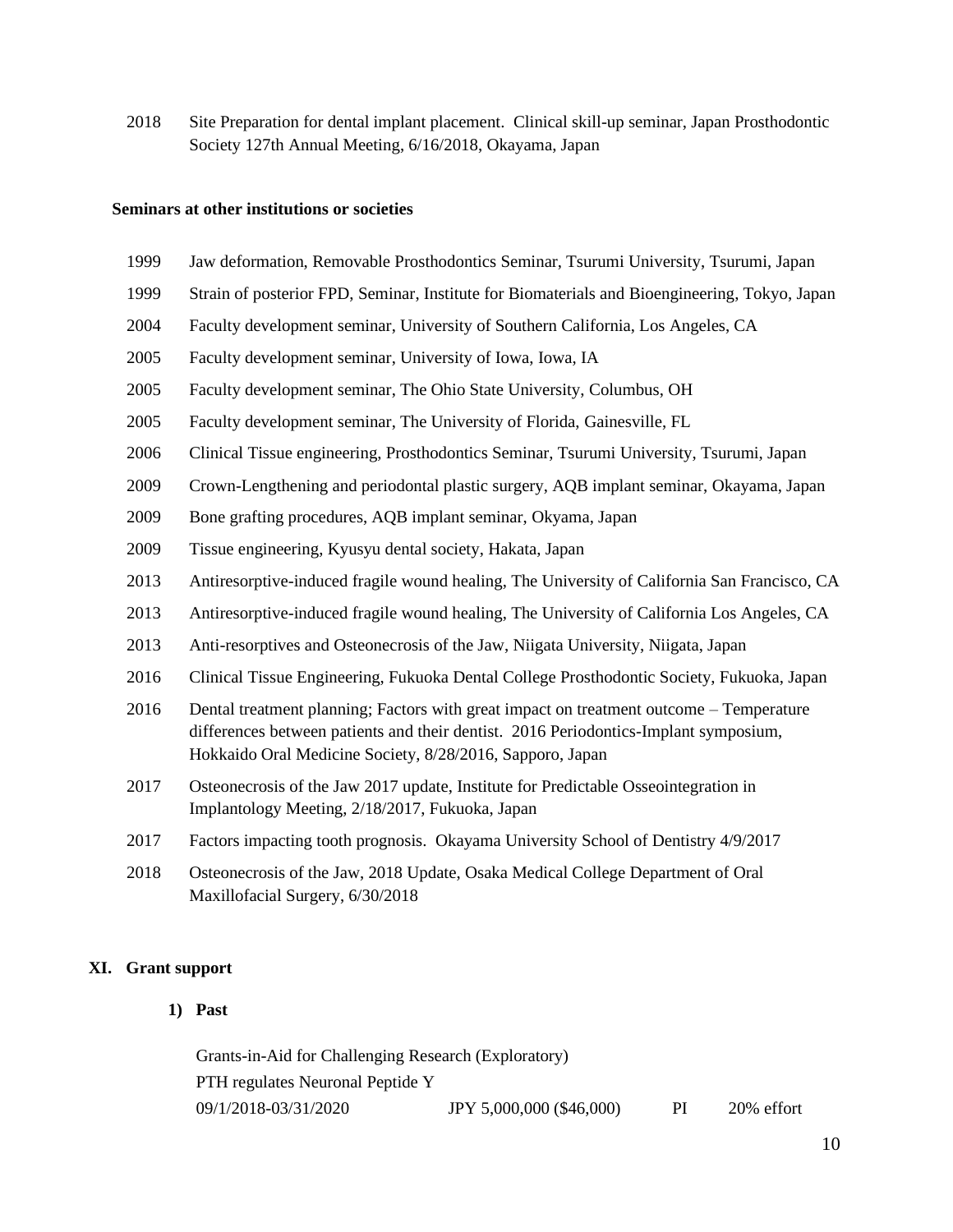2018 Site Preparation for dental implant placement. Clinical skill-up seminar, Japan Prosthodontic Society 127th Annual Meeting, 6/16/2018, Okayama, Japan

**Seminars at other institutions or societies**

1999 Jaw deformation, Removable Prosthodontics Seminar, Tsurumi University, Tsurumi, Japan

1999 Strain of posterior FPD, Seminar, Institute for Biomaterials and Bioengineering, Tokyo, Japan

2004 Faculty development seminar, University of Southern California, Los Angeles, CA

2005 Faculty development seminar, University of Iowa, Iowa, IA

2005 Faculty development seminar, The Ohio State University, Columbus, OH

2005 Faculty development seminar, The University of Florida, Gainesville, FL

2006 Clinical Tissue engineering, Prosthodontics Seminar, Tsurumi University, Tsurumi, Japan

2009 Crown-Lengthening and periodontal plastic surgery, AQB implant seminar, Okayama, Japan

2009 Bone grafting procedures, AQB implant seminar, Okyama, Japan

2009 Tissue engineering, Kyusyu dental society, Hakata, Japan

2013 Antiresorptive-induced fragile wound healing, The University of California San Francisco, CA

2013 Antiresorptive-induced fragile wound healing, The University of California Los Angeles, CA

2013 Anti-resorptives and Osteonecrosis of the Jaw, Niigata University, Niigata, Japan

2016 Clinical Tissue Engineering, Fukuoka Dental College Prosthodontic Society, Fukuoka, Japan

2016 Dental treatment planning; Factors with great impact on treatment outcome – Temperature differences between patients and their dentist. 2016 Periodontics-Implant symposium, Hokkaido Oral Medicine Society, 8/28/2016, Sapporo, Japan

2017 Osteonecrosis of the Jaw 2017 update, Institute for Predictable Osseointegration in Implantology Meeting, 2/18/2017, Fukuoka, Japan

2017 Factors impacting tooth prognosis. Okayama University School of Dentistry 4/9/2017

2018 Osteonecrosis of the Jaw, 2018 Update, Osaka Medical College Department of Oral Maxillofacial Surgery, 6/30/2018

## XI. Grant support

### 1) Past

Grants-in-Aid for Challenging Research (Exploratory)
PTH regulates Neuronal Peptide Y
09/1/2018-03/31/2020 JPY 5,000,000 ($46,000) PI 20% effort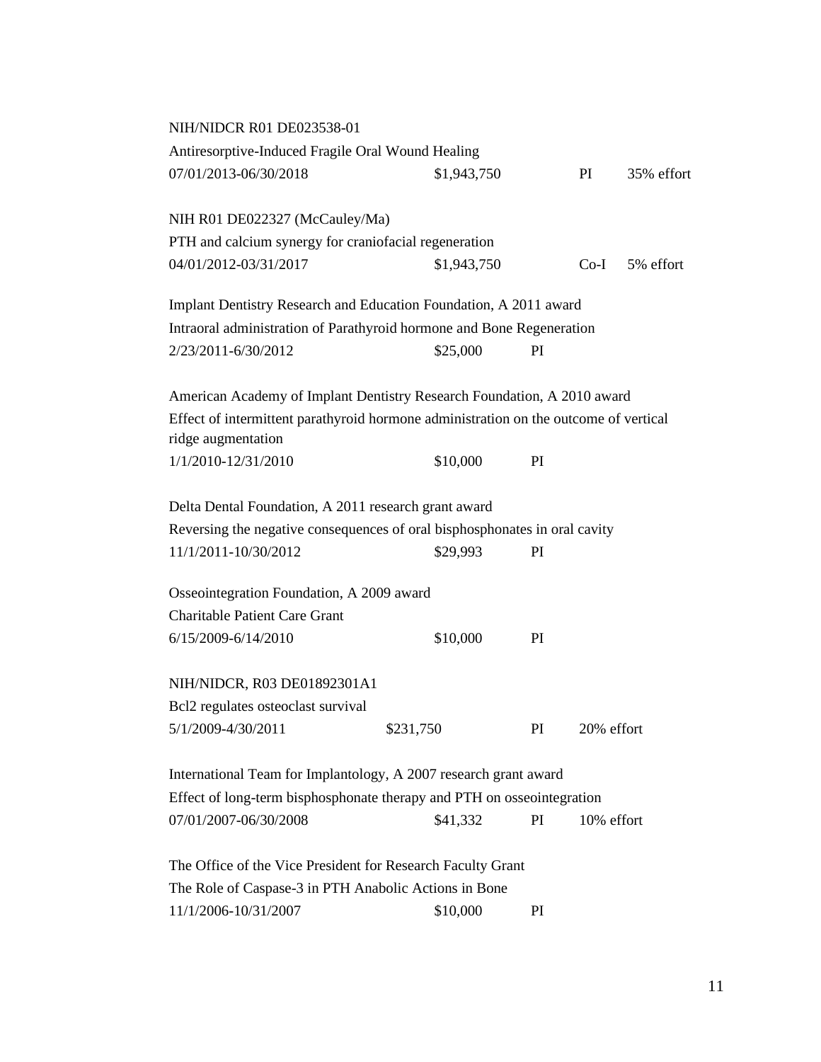NIH/NIDCR R01 DE023538-01
Antiresorptive-Induced Fragile Oral Wound Healing
07/01/2013-06/30/2018 $1,943,750 PI 35% effort

NIH R01 DE022327 (McCauley/Ma)
PTH and calcium synergy for craniofacial regeneration
04/01/2012-03/31/2017 $1,943,750 Co-I 5% effort

Implant Dentistry Research and Education Foundation, A 2011 award
Intraoral administration of Parathyroid hormone and Bone Regeneration
2/23/2011-6/30/2012 $25,000 PI

American Academy of Implant Dentistry Research Foundation, A 2010 award
Effect of intermittent parathyroid hormone administration on the outcome of vertical ridge augmentation
1/1/2010-12/31/2010 $10,000 PI

Delta Dental Foundation, A 2011 research grant award
Reversing the negative consequences of oral bisphosphonates in oral cavity
11/1/2011-10/30/2012 $29,993 PI

Osseointegration Foundation, A 2009 award
Charitable Patient Care Grant
6/15/2009-6/14/2010 $10,000 PI

NIH/NIDCR, R03 DE01892301A1
Bcl2 regulates osteoclast survival
5/1/2009-4/30/2011 $231,750 PI 20% effort

International Team for Implantology, A 2007 research grant award
Effect of long-term bisphosphonate therapy and PTH on osseointegration
07/01/2007-06/30/2008 $41,332 PI 10% effort

The Office of the Vice President for Research Faculty Grant
The Role of Caspase-3 in PTH Anabolic Actions in Bone
11/1/2006-10/31/2007 $10,000 PI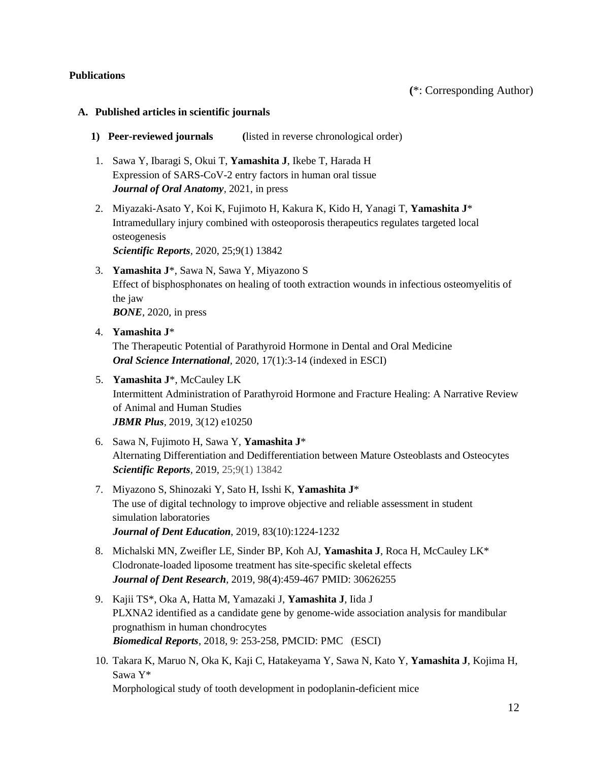**Publications**

(*: Corresponding Author)

**A. Published articles in scientific journals**

**1) Peer-reviewed journals** (listed in reverse chronological order)

1. Sawa Y, Ibaragi S, Okui T, **Yamashita J**, Ikebe T, Harada H
   Expression of SARS-CoV-2 entry factors in human oral tissue
   ***Journal of Oral Anatomy***, 2021, in press

2. Miyazaki-Asato Y, Koi K, Fujimoto H, Kakura K, Kido H, Yanagi T, **Yamashita J***
   Intramedullary injury combined with osteoporosis therapeutics regulates targeted local osteogenesis
   ***Scientific Reports***, 2020, 25;9(1) 13842

3. **Yamashita J***, Sawa N, Sawa Y, Miyazono S
   Effect of bisphosphonates on healing of tooth extraction wounds in infectious osteomyelitis of the jaw
   ***BONE***, 2020, in press

4. **Yamashita J***
   The Therapeutic Potential of Parathyroid Hormone in Dental and Oral Medicine
   ***Oral Science International***, 2020, 17(1):3-14 (indexed in ESCI)

5. **Yamashita J***, McCauley LK
   Intermittent Administration of Parathyroid Hormone and Fracture Healing: A Narrative Review of Animal and Human Studies
   ***JBMR Plus***, 2019, 3(12) e10250

6. Sawa N, Fujimoto H, Sawa Y, **Yamashita J***
   Alternating Differentiation and Dedifferentiation between Mature Osteoblasts and Osteocytes
   ***Scientific Reports***, 2019, 25;9(1) 13842

7. Miyazono S, Shinozaki Y, Sato H, Isshi K, **Yamashita J***
   The use of digital technology to improve objective and reliable assessment in student simulation laboratories
   ***Journal of Dent Education***, 2019, 83(10):1224-1232

8. Michalski MN, Zweifler LE, Sinder BP, Koh AJ, **Yamashita J**, Roca H, McCauley LK*
   Clodronate-loaded liposome treatment has site-specific skeletal effects
   ***Journal of Dent Research***, 2019, 98(4):459-467 PMID: 30626255

9. Kajii TS*, Oka A, Hatta M, Yamazaki J, **Yamashita J**, Iida J
   PLXNA2 identified as a candidate gene by genome-wide association analysis for mandibular prognathism in human chondrocytes
   ***Biomedical Reports***, 2018, 9: 253-258, PMCID: PMC (ESCI)

10. Takara K, Maruo N, Oka K, Kaji C, Hatakeyama Y, Sawa N, Kato Y, **Yamashita J**, Kojima H, Sawa Y*
    Morphological study of tooth development in podoplanin-deficient mice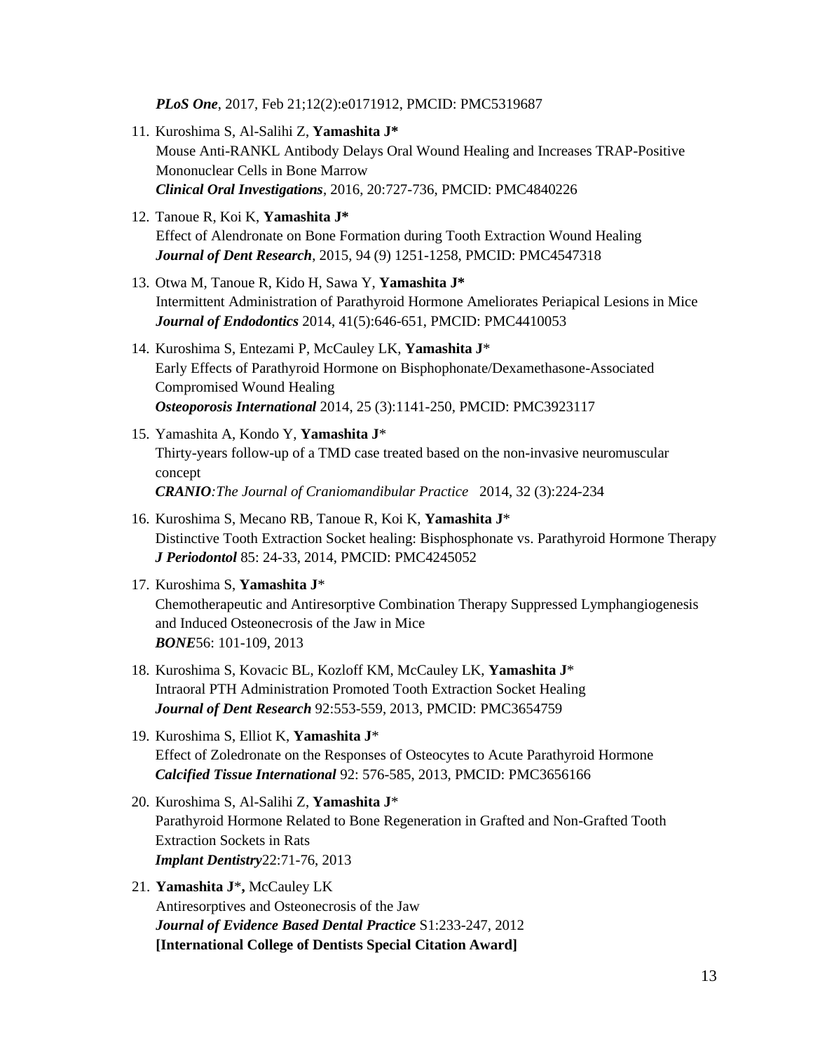*PLoS One*, 2017, Feb 21;12(2):e0171912, PMCID: PMC5319687

11. Kuroshima S, Al-Salihi Z, **Yamashita J***
    Mouse Anti-RANKL Antibody Delays Oral Wound Healing and Increases TRAP-Positive Mononuclear Cells in Bone Marrow
    ***Clinical Oral Investigations***, 2016, 20:727-736, PMCID: PMC4840226

12. Tanoue R, Koi K, **Yamashita J***
    Effect of Alendronate on Bone Formation during Tooth Extraction Wound Healing
    ***Journal of Dent Research***, 2015, 94 (9) 1251-1258, PMCID: PMC4547318

13. Otwa M, Tanoue R, Kido H, Sawa Y, **Yamashita J***
    Intermittent Administration of Parathyroid Hormone Ameliorates Periapical Lesions in Mice
    ***Journal of Endodontics*** 2014, 41(5):646-651, PMCID: PMC4410053

14. Kuroshima S, Entezami P, McCauley LK, **Yamashita J***
    Early Effects of Parathyroid Hormone on Bisphophonate/Dexamethasone-Associated Compromised Wound Healing
    ***Osteoporosis International*** 2014, 25 (3):1141-250, PMCID: PMC3923117

15. Yamashita A, Kondo Y, **Yamashita J***
    Thirty-years follow-up of a TMD case treated based on the non-invasive neuromuscular concept
    ***CRANIO****:The Journal of Craniomandibular Practice* 2014, 32 (3):224-234

16. Kuroshima S, Mecano RB, Tanoue R, Koi K, **Yamashita J***
    Distinctive Tooth Extraction Socket healing: Bisphosphonate vs. Parathyroid Hormone Therapy
    ***J Periodontol*** 85: 24-33, 2014, PMCID: PMC4245052

17. Kuroshima S, **Yamashita J***
    Chemotherapeutic and Antiresorptive Combination Therapy Suppressed Lymphangiogenesis and Induced Osteonecrosis of the Jaw in Mice
    ***BONE***56: 101-109, 2013

18. Kuroshima S, Kovacic BL, Kozloff KM, McCauley LK, **Yamashita J***
    Intraoral PTH Administration Promoted Tooth Extraction Socket Healing
    ***Journal of Dent Research*** 92:553-559, 2013, PMCID: PMC3654759

19. Kuroshima S, Elliot K, **Yamashita J***
    Effect of Zoledronate on the Responses of Osteocytes to Acute Parathyroid Hormone
    ***Calcified Tissue International*** 92: 576-585, 2013, PMCID: PMC3656166

20. Kuroshima S, Al-Salihi Z, **Yamashita J***
    Parathyroid Hormone Related to Bone Regeneration in Grafted and Non-Grafted Tooth Extraction Sockets in Rats
    ***Implant Dentistry***22:71-76, 2013

21. **Yamashita J*,** McCauley LK
    Antiresorptives and Osteonecrosis of the Jaw
    ***Journal of Evidence Based Dental Practice*** S1:233-247, 2012
    **[International College of Dentists Special Citation Award]**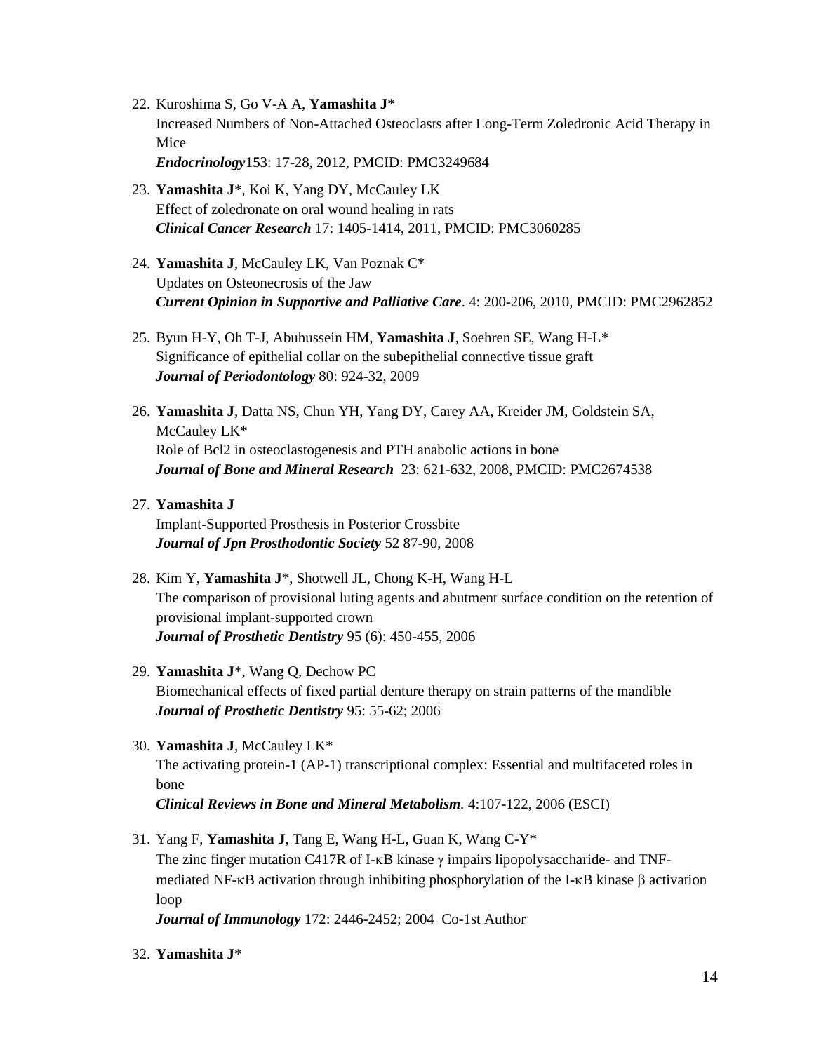22. Kuroshima S, Go V-A A, **Yamashita J**\*
    Increased Numbers of Non-Attached Osteoclasts after Long-Term Zoledronic Acid Therapy in Mice
    ***Endocrinology*** 153: 17-28, 2012, PMCID: PMC3249684

23. **Yamashita J**\*, Koi K, Yang DY, McCauley LK
    Effect of zoledronate on oral wound healing in rats
    ***Clinical Cancer Research*** 17: 1405-1414, 2011, PMCID: PMC3060285

24. **Yamashita J**, McCauley LK, Van Poznak C\*
    Updates on Osteonecrosis of the Jaw
    ***Current Opinion in Supportive and Palliative Care***. 4: 200-206, 2010, PMCID: PMC2962852

25. Byun H-Y, Oh T-J, Abuhussein HM, **Yamashita J**, Soehren SE, Wang H-L\*
    Significance of epithelial collar on the subepithelial connective tissue graft
    ***Journal of Periodontology*** 80: 924-32, 2009

26. **Yamashita J**, Datta NS, Chun YH, Yang DY, Carey AA, Kreider JM, Goldstein SA, McCauley LK\*
    Role of Bcl2 in osteoclastogenesis and PTH anabolic actions in bone
    ***Journal of Bone and Mineral Research*** 23: 621-632, 2008, PMCID: PMC2674538

27. **Yamashita J**
    Implant-Supported Prosthesis in Posterior Crossbite
    ***Journal of Jpn Prosthodontic Society*** 52 87-90, 2008

28. Kim Y, **Yamashita J**\*, Shotwell JL, Chong K-H, Wang H-L
    The comparison of provisional luting agents and abutment surface condition on the retention of provisional implant-supported crown
    ***Journal of Prosthetic Dentistry*** 95 (6): 450-455, 2006

29. **Yamashita J**\*, Wang Q, Dechow PC
    Biomechanical effects of fixed partial denture therapy on strain patterns of the mandible
    ***Journal of Prosthetic Dentistry*** 95: 55-62; 2006

30. **Yamashita J**, McCauley LK\*
    The activating protein-1 (AP-1) transcriptional complex: Essential and multifaceted roles in bone
    ***Clinical Reviews in Bone and Mineral Metabolism***. 4:107-122, 2006 (ESCI)

31. Yang F, **Yamashita J**, Tang E, Wang H-L, Guan K, Wang C-Y\*
    The zinc finger mutation C417R of I-κB kinase γ impairs lipopolysaccharide- and TNF-mediated NF-κB activation through inhibiting phosphorylation of the I-κB kinase β activation loop
    ***Journal of Immunology*** 172: 2446-2452; 2004 Co-1st Author

32. **Yamashita J**\*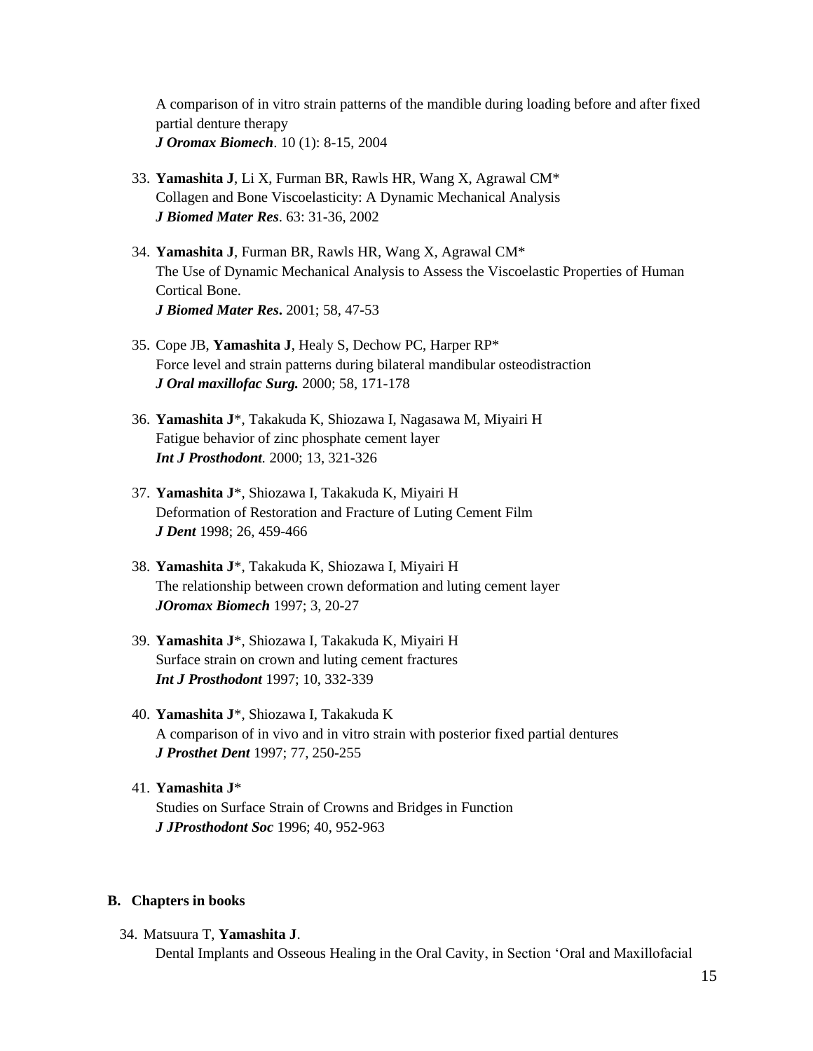A comparison of in vitro strain patterns of the mandible during loading before and after fixed partial denture therapy
***J Oromax Biomech***. 10 (1): 8-15, 2004

33. **Yamashita J**, Li X, Furman BR, Rawls HR, Wang X, Agrawal CM*
    Collagen and Bone Viscoelasticity: A Dynamic Mechanical Analysis
    ***J Biomed Mater Res***. 63: 31-36, 2002

34. **Yamashita J**, Furman BR, Rawls HR, Wang X, Agrawal CM*
    The Use of Dynamic Mechanical Analysis to Assess the Viscoelastic Properties of Human Cortical Bone.
    ***J Biomed Mater Res*.** 2001; 58, 47-53

35. Cope JB, **Yamashita J**, Healy S, Dechow PC, Harper RP*
    Force level and strain patterns during bilateral mandibular osteodistraction
    ***J Oral maxillofac Surg.*** 2000; 58, 171-178

36. **Yamashita J***, Takakuda K, Shiozawa I, Nagasawa M, Miyairi H
    Fatigue behavior of zinc phosphate cement layer
    ***Int J Prosthodont.*** 2000; 13, 321-326

37. **Yamashita J***, Shiozawa I, Takakuda K, Miyairi H
    Deformation of Restoration and Fracture of Luting Cement Film
    ***J Dent*** 1998; 26, 459-466

38. **Yamashita J***, Takakuda K, Shiozawa I, Miyairi H
    The relationship between crown deformation and luting cement layer
    ***JOromax Biomech*** 1997; 3, 20-27

39. **Yamashita J***, Shiozawa I, Takakuda K, Miyairi H
    Surface strain on crown and luting cement fractures
    ***Int J Prosthodont*** 1997; 10, 332-339

40. **Yamashita J***, Shiozawa I, Takakuda K
    A comparison of in vivo and in vitro strain with posterior fixed partial dentures
    ***J Prosthet Dent*** 1997; 77, 250-255

41. **Yamashita J***
    Studies on Surface Strain of Crowns and Bridges in Function
    ***J JProsthodont Soc*** 1996; 40, 952-963

### B. Chapters in books

34. Matsuura T, **Yamashita J**.
    Dental Implants and Osseous Healing in the Oral Cavity, in Section 'Oral and Maxillofacial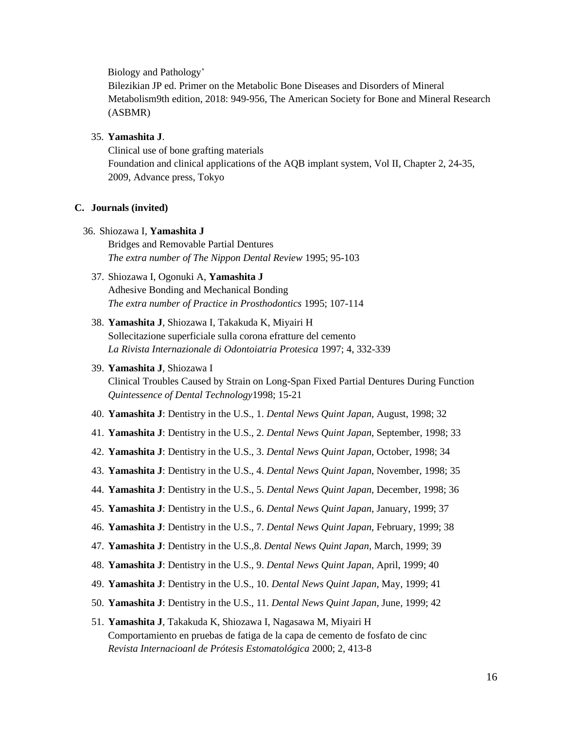Biology and Pathology'
Bilezikian JP ed. Primer on the Metabolic Bone Diseases and Disorders of Mineral Metabolism9th edition, 2018: 949-956, The American Society for Bone and Mineral Research (ASBMR)

35. **Yamashita J**.
    Clinical use of bone grafting materials
    Foundation and clinical applications of the AQB implant system, Vol II, Chapter 2, 24-35, 2009, Advance press, Tokyo

### C. Journals (invited)

36. Shiozawa I, **Yamashita J**
    Bridges and Removable Partial Dentures
    *The extra number of The Nippon Dental Review* 1995; 95-103
37. Shiozawa I, Ogonuki A, **Yamashita J**
    Adhesive Bonding and Mechanical Bonding
    *The extra number of Practice in Prosthodontics* 1995; 107-114
38. **Yamashita J**, Shiozawa I, Takakuda K, Miyairi H
    Sollecitazione superficiale sulla corona efratture del cemento
    *La Rivista Internazionale di Odontoiatria Protesica* 1997; 4, 332-339
39. **Yamashita J**, Shiozawa I
    Clinical Troubles Caused by Strain on Long-Span Fixed Partial Dentures During Function
    *Quintessence of Dental Technology*1998; 15-21
40. **Yamashita J**: Dentistry in the U.S., 1. *Dental News Quint Japan*, August, 1998; 32
41. **Yamashita J**: Dentistry in the U.S., 2. *Dental News Quint Japan*, September, 1998; 33
42. **Yamashita J**: Dentistry in the U.S., 3. *Dental News Quint Japan*, October, 1998; 34
43. **Yamashita J**: Dentistry in the U.S., 4. *Dental News Quint Japan*, November, 1998; 35
44. **Yamashita J**: Dentistry in the U.S., 5. *Dental News Quint Japan*, December, 1998; 36
45. **Yamashita J**: Dentistry in the U.S., 6. *Dental News Quint Japan*, January, 1999; 37
46. **Yamashita J**: Dentistry in the U.S., 7. *Dental News Quint Japan*, February, 1999; 38
47. **Yamashita J**: Dentistry in the U.S.,8. *Dental News Quint Japan*, March, 1999; 39
48. **Yamashita J**: Dentistry in the U.S., 9. *Dental News Quint Japan*, April, 1999; 40
49. **Yamashita J**: Dentistry in the U.S., 10. *Dental News Quint Japan*, May, 1999; 41
50. **Yamashita J**: Dentistry in the U.S., 11. *Dental News Quint Japan*, June, 1999; 42
51. **Yamashita J**, Takakuda K, Shiozawa I, Nagasawa M, Miyairi H
    Comportamiento en pruebas de fatiga de la capa de cemento de fosfato de cinc
    *Revista Internacioanl de Prótesis Estomatológica* 2000; 2, 413-8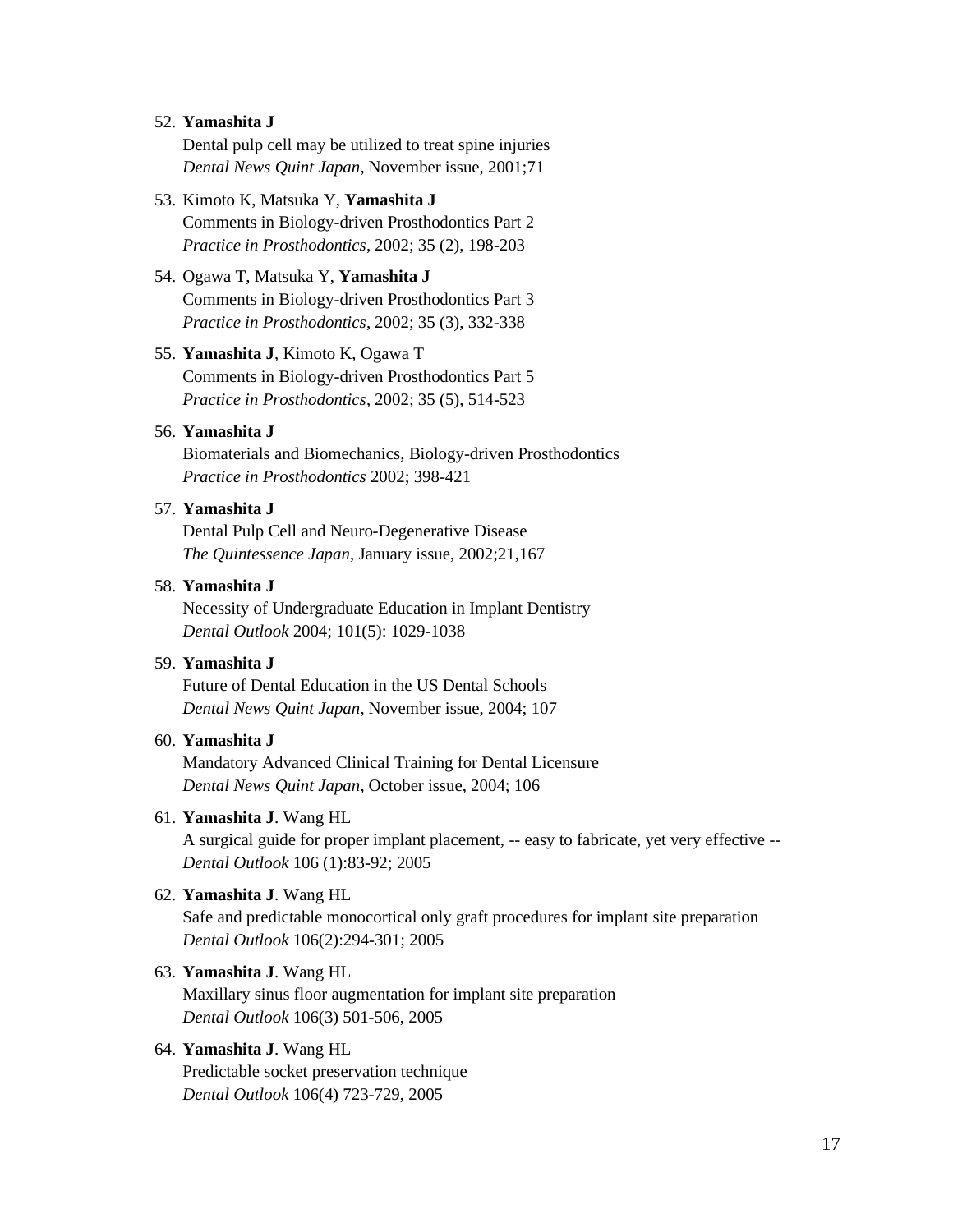52. **Yamashita J**  
    Dental pulp cell may be utilized to treat spine injuries  
    *Dental News Quint Japan*, November issue, 2001;71

53. Kimoto K, Matsuka Y, **Yamashita J**  
    Comments in Biology-driven Prosthodontics Part 2  
    *Practice in Prosthodontics*, 2002; 35 (2), 198-203

54. Ogawa T, Matsuka Y, **Yamashita J**  
    Comments in Biology-driven Prosthodontics Part 3  
    *Practice in Prosthodontics*, 2002; 35 (3), 332-338

55. **Yamashita J**, Kimoto K, Ogawa T  
    Comments in Biology-driven Prosthodontics Part 5  
    *Practice in Prosthodontics*, 2002; 35 (5), 514-523

56. **Yamashita J**  
    Biomaterials and Biomechanics, Biology-driven Prosthodontics  
    *Practice in Prosthodontics* 2002; 398-421

57. **Yamashita J**  
    Dental Pulp Cell and Neuro-Degenerative Disease  
    *The Quintessence Japan*, January issue, 2002;21,167

58. **Yamashita J**  
    Necessity of Undergraduate Education in Implant Dentistry  
    *Dental Outlook* 2004; 101(5): 1029-1038

59. **Yamashita J**  
    Future of Dental Education in the US Dental Schools  
    *Dental News Quint Japan*, November issue, 2004; 107

60. **Yamashita J**  
    Mandatory Advanced Clinical Training for Dental Licensure  
    *Dental News Quint Japan*, October issue, 2004; 106

61. **Yamashita J**. Wang HL  
    A surgical guide for proper implant placement, -- easy to fabricate, yet very effective --  
    *Dental Outlook* 106 (1):83-92; 2005

62. **Yamashita J**. Wang HL  
    Safe and predictable monocortical only graft procedures for implant site preparation  
    *Dental Outlook* 106(2):294-301; 2005

63. **Yamashita J**. Wang HL  
    Maxillary sinus floor augmentation for implant site preparation  
    *Dental Outlook* 106(3) 501-506, 2005

64. **Yamashita J**. Wang HL  
    Predictable socket preservation technique  
    *Dental Outlook* 106(4) 723-729, 2005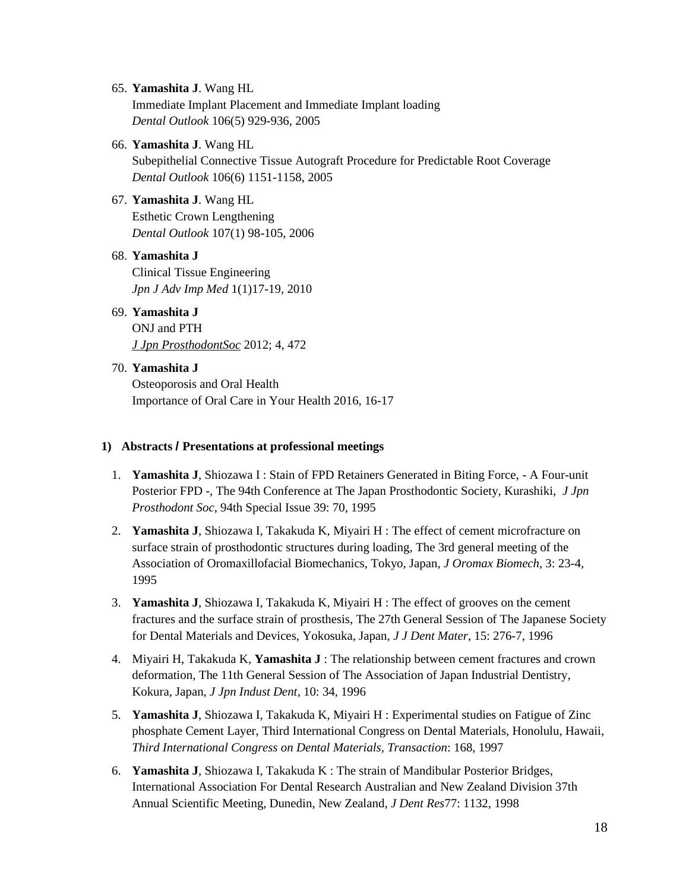65. **Yamashita J**. Wang HL
    Immediate Implant Placement and Immediate Implant loading
    *Dental Outlook* 106(5) 929-936, 2005

66. **Yamashita J**. Wang HL
    Subepithelial Connective Tissue Autograft Procedure for Predictable Root Coverage
    *Dental Outlook* 106(6) 1151-1158, 2005

67. **Yamashita J**. Wang HL
    Esthetic Crown Lengthening
    *Dental Outlook* 107(1) 98-105, 2006

68. **Yamashita J**
    Clinical Tissue Engineering
    *Jpn J Adv Imp Med* 1(1)17-19, 2010

69. **Yamashita J**
    ONJ and PTH
    *J Jpn ProsthodontSoc* 2012; 4, 472

70. **Yamashita J**
    Osteoporosis and Oral Health
    Importance of Oral Care in Your Health 2016, 16-17

**1) Abstracts / Presentations at professional meetings**

1. **Yamashita J**, Shiozawa I : Stain of FPD Retainers Generated in Biting Force, - A Four-unit Posterior FPD -, The 94th Conference at The Japan Prosthodontic Society, Kurashiki, *J Jpn Prosthodont Soc*, 94th Special Issue 39: 70, 1995

2. **Yamashita J**, Shiozawa I, Takakuda K, Miyairi H : The effect of cement microfracture on surface strain of prosthodontic structures during loading, The 3rd general meeting of the Association of Oromaxillofacial Biomechanics, Tokyo, Japan, *J Oromax Biomech*, 3: 23-4, 1995

3. **Yamashita J**, Shiozawa I, Takakuda K, Miyairi H : The effect of grooves on the cement fractures and the surface strain of prosthesis, The 27th General Session of The Japanese Society for Dental Materials and Devices, Yokosuka, Japan, *J J Dent Mater*, 15: 276-7, 1996

4. Miyairi H, Takakuda K, **Yamashita J** : The relationship between cement fractures and crown deformation, The 11th General Session of The Association of Japan Industrial Dentistry, Kokura, Japan, *J Jpn Indust Dent*, 10: 34, 1996

5. **Yamashita J**, Shiozawa I, Takakuda K, Miyairi H : Experimental studies on Fatigue of Zinc phosphate Cement Layer, Third International Congress on Dental Materials, Honolulu, Hawaii, *Third International Congress on Dental Materials, Transaction*: 168, 1997

6. **Yamashita J**, Shiozawa I, Takakuda K : The strain of Mandibular Posterior Bridges, International Association For Dental Research Australian and New Zealand Division 37th Annual Scientific Meeting, Dunedin, New Zealand, *J Dent Res*77: 1132, 1998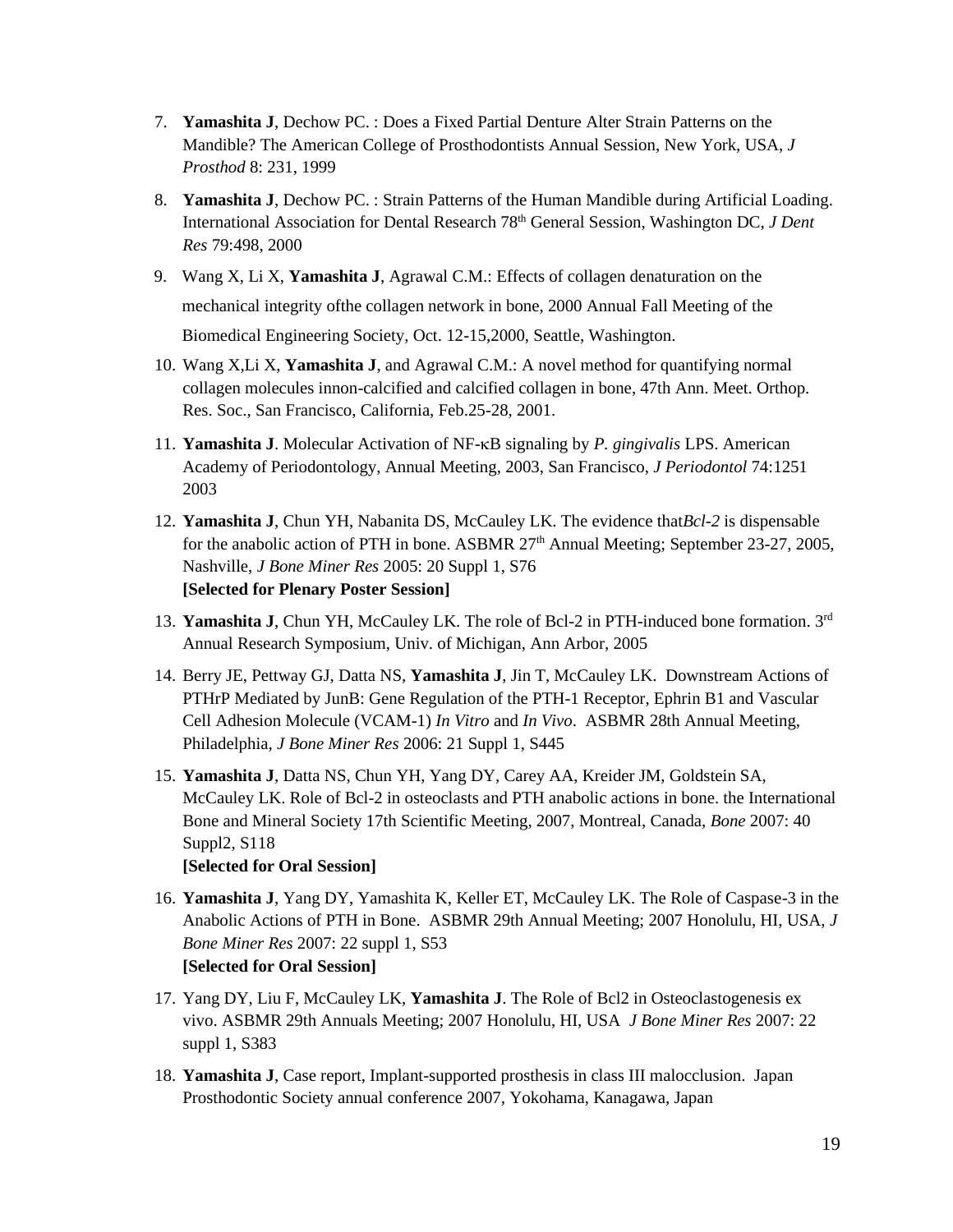7. **Yamashita J**, Dechow PC. : Does a Fixed Partial Denture Alter Strain Patterns on the Mandible? The American College of Prosthodontists Annual Session, New York, USA, *J Prosthod* 8: 231, 1999

8. **Yamashita J**, Dechow PC. : Strain Patterns of the Human Mandible during Artificial Loading. International Association for Dental Research 78th General Session, Washington DC, *J Dent Res* 79:498, 2000

9. Wang X, Li X, **Yamashita J**, Agrawal C.M.: Effects of collagen denaturation on the mechanical integrity ofthe collagen network in bone, 2000 Annual Fall Meeting of the Biomedical Engineering Society, Oct. 12-15,2000, Seattle, Washington.

10. Wang X,Li X, **Yamashita J**, and Agrawal C.M.: A novel method for quantifying normal collagen molecules innon-calcified and calcified collagen in bone, 47th Ann. Meet. Orthop. Res. Soc., San Francisco, California, Feb.25-28, 2001.

11. **Yamashita J**. Molecular Activation of NF-κB signaling by *P. gingivalis* LPS. American Academy of Periodontology, Annual Meeting, 2003, San Francisco, *J Periodontol* 74:1251 2003

12. **Yamashita J**, Chun YH, Nabanita DS, McCauley LK. The evidence that*Bcl-2* is dispensable for the anabolic action of PTH in bone. ASBMR 27th Annual Meeting; September 23-27, 2005, Nashville, *J Bone Miner Res* 2005: 20 Suppl 1, S76
    **[Selected for Plenary Poster Session]**

13. **Yamashita J**, Chun YH, McCauley LK. The role of Bcl-2 in PTH-induced bone formation. 3rd Annual Research Symposium, Univ. of Michigan, Ann Arbor, 2005

14. Berry JE, Pettway GJ, Datta NS, **Yamashita J**, Jin T, McCauley LK. Downstream Actions of PTHrP Mediated by JunB: Gene Regulation of the PTH-1 Receptor, Ephrin B1 and Vascular Cell Adhesion Molecule (VCAM-1) *In Vitro* and *In Vivo*. ASBMR 28th Annual Meeting, Philadelphia, *J Bone Miner Res* 2006: 21 Suppl 1, S445

15. **Yamashita J**, Datta NS, Chun YH, Yang DY, Carey AA, Kreider JM, Goldstein SA, McCauley LK. Role of Bcl-2 in osteoclasts and PTH anabolic actions in bone. the International Bone and Mineral Society 17th Scientific Meeting, 2007, Montreal, Canada, *Bone* 2007: 40 Suppl2, S118
    **[Selected for Oral Session]**

16. **Yamashita J**, Yang DY, Yamashita K, Keller ET, McCauley LK. The Role of Caspase-3 in the Anabolic Actions of PTH in Bone. ASBMR 29th Annual Meeting; 2007 Honolulu, HI, USA, *J Bone Miner Res* 2007: 22 suppl 1, S53
    **[Selected for Oral Session]**

17. Yang DY, Liu F, McCauley LK, **Yamashita J**. The Role of Bcl2 in Osteoclastogenesis ex vivo. ASBMR 29th Annuals Meeting; 2007 Honolulu, HI, USA *J Bone Miner Res* 2007: 22 suppl 1, S383

18. **Yamashita J**, Case report, Implant-supported prosthesis in class III malocclusion. Japan Prosthodontic Society annual conference 2007, Yokohama, Kanagawa, Japan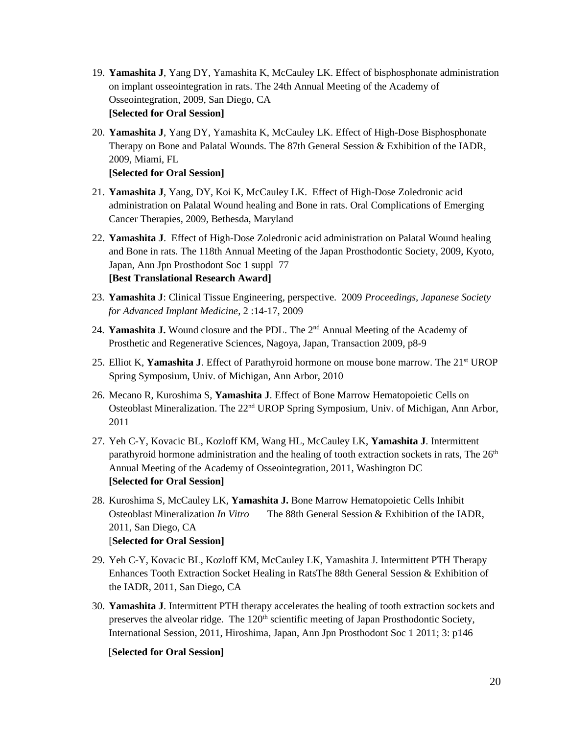19. **Yamashita J**, Yang DY, Yamashita K, McCauley LK. Effect of bisphosphonate administration on implant osseointegration in rats. The 24th Annual Meeting of the Academy of Osseointegration, 2009, San Diego, CA
    **[Selected for Oral Session]**

20. **Yamashita J**, Yang DY, Yamashita K, McCauley LK. Effect of High-Dose Bisphosphonate Therapy on Bone and Palatal Wounds. The 87th General Session & Exhibition of the IADR, 2009, Miami, FL
    **[Selected for Oral Session]**

21. **Yamashita J**, Yang, DY, Koi K, McCauley LK. Effect of High-Dose Zoledronic acid administration on Palatal Wound healing and Bone in rats. Oral Complications of Emerging Cancer Therapies, 2009, Bethesda, Maryland

22. **Yamashita J**. Effect of High-Dose Zoledronic acid administration on Palatal Wound healing and Bone in rats. The 118th Annual Meeting of the Japan Prosthodontic Society, 2009, Kyoto, Japan, Ann Jpn Prosthodont Soc 1 suppl 77
    **[Best Translational Research Award]**

23. **Yamashita J**: Clinical Tissue Engineering, perspective. 2009 *Proceedings, Japanese Society for Advanced Implant Medicine*, 2 :14-17, 2009

24. **Yamashita J.** Wound closure and the PDL. The 2nd Annual Meeting of the Academy of Prosthetic and Regenerative Sciences, Nagoya, Japan, Transaction 2009, p8-9

25. Elliot K, **Yamashita J**. Effect of Parathyroid hormone on mouse bone marrow. The 21st UROP Spring Symposium, Univ. of Michigan, Ann Arbor, 2010

26. Mecano R, Kuroshima S, **Yamashita J**. Effect of Bone Marrow Hematopoietic Cells on Osteoblast Mineralization. The 22nd UROP Spring Symposium, Univ. of Michigan, Ann Arbor, 2011

27. Yeh C-Y, Kovacic BL, Kozloff KM, Wang HL, McCauley LK, **Yamashita J**. Intermittent parathyroid hormone administration and the healing of tooth extraction sockets in rats, The 26th Annual Meeting of the Academy of Osseointegration, 2011, Washington DC
    **[Selected for Oral Session]**

28. Kuroshima S, McCauley LK, **Yamashita J.** Bone Marrow Hematopoietic Cells Inhibit Osteoblast Mineralization *In Vitro* The 88th General Session & Exhibition of the IADR, 2011, San Diego, CA
    [**Selected for Oral Session]**

29. Yeh C-Y, Kovacic BL, Kozloff KM, McCauley LK, Yamashita J. Intermittent PTH Therapy Enhances Tooth Extraction Socket Healing in RatsThe 88th General Session & Exhibition of the IADR, 2011, San Diego, CA

30. **Yamashita J**. Intermittent PTH therapy accelerates the healing of tooth extraction sockets and preserves the alveolar ridge. The 120th scientific meeting of Japan Prosthodontic Society, International Session, 2011, Hiroshima, Japan, Ann Jpn Prosthodont Soc 1 2011; 3: p146

    [**Selected for Oral Session]**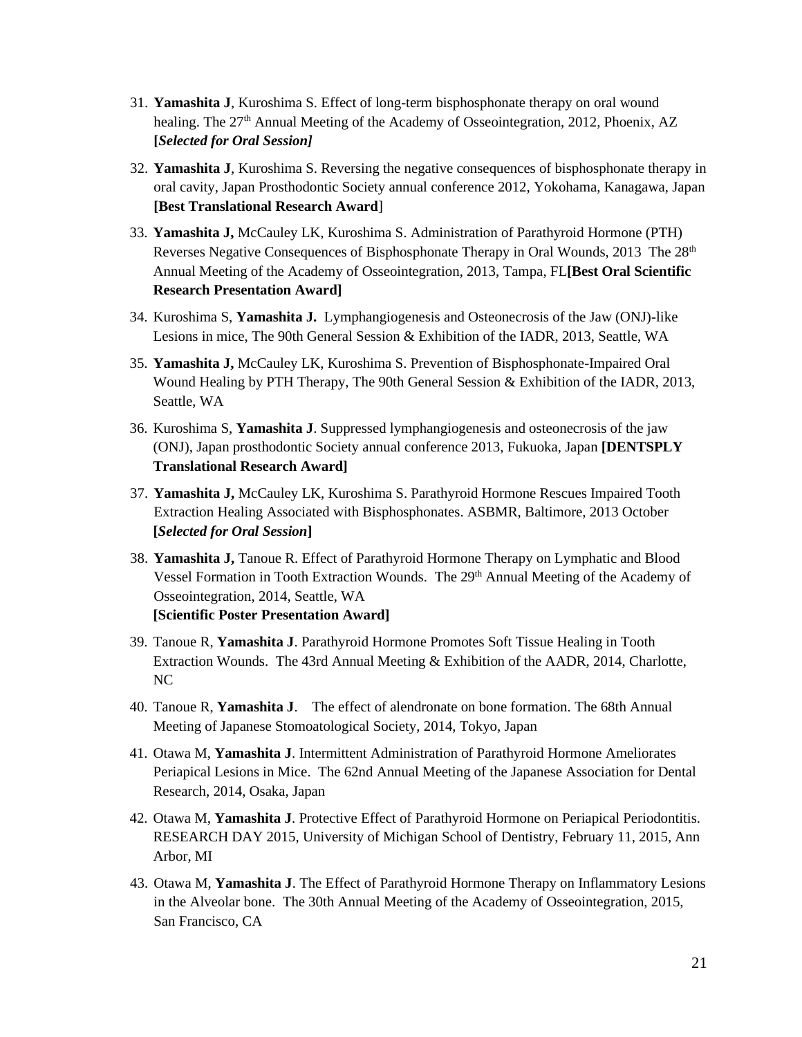31. **Yamashita J**, Kuroshima S. Effect of long-term bisphosphonate therapy on oral wound healing. The 27th Annual Meeting of the Academy of Osseointegration, 2012, Phoenix, AZ **[*Selected for Oral Session]***

32. **Yamashita J**, Kuroshima S. Reversing the negative consequences of bisphosphonate therapy in oral cavity, Japan Prosthodontic Society annual conference 2012, Yokohama, Kanagawa, Japan **[Best Translational Research Award**]

33. **Yamashita J,** McCauley LK, Kuroshima S. Administration of Parathyroid Hormone (PTH) Reverses Negative Consequences of Bisphosphonate Therapy in Oral Wounds, 2013 The 28th Annual Meeting of the Academy of Osseointegration, 2013, Tampa, FL**[Best Oral Scientific Research Presentation Award]**

34. Kuroshima S, **Yamashita J.** Lymphangiogenesis and Osteonecrosis of the Jaw (ONJ)-like Lesions in mice, The 90th General Session & Exhibition of the IADR, 2013, Seattle, WA

35. **Yamashita J,** McCauley LK, Kuroshima S. Prevention of Bisphosphonate-Impaired Oral Wound Healing by PTH Therapy, The 90th General Session & Exhibition of the IADR, 2013, Seattle, WA

36. Kuroshima S, **Yamashita J**. Suppressed lymphangiogenesis and osteonecrosis of the jaw (ONJ), Japan prosthodontic Society annual conference 2013, Fukuoka, Japan **[DENTSPLY Translational Research Award]**

37. **Yamashita J,** McCauley LK, Kuroshima S. Parathyroid Hormone Rescues Impaired Tooth Extraction Healing Associated with Bisphosphonates. ASBMR, Baltimore, 2013 October **[*Selected for Oral Session*]**

38. **Yamashita J,** Tanoue R. Effect of Parathyroid Hormone Therapy on Lymphatic and Blood Vessel Formation in Tooth Extraction Wounds. The 29th Annual Meeting of the Academy of Osseointegration, 2014, Seattle, WA **[Scientific Poster Presentation Award]**

39. Tanoue R, **Yamashita J**. Parathyroid Hormone Promotes Soft Tissue Healing in Tooth Extraction Wounds. The 43rd Annual Meeting & Exhibition of the AADR, 2014, Charlotte, NC

40. Tanoue R, **Yamashita J**. The effect of alendronate on bone formation. The 68th Annual Meeting of Japanese Stomoatological Society, 2014, Tokyo, Japan

41. Otawa M, **Yamashita J**. Intermittent Administration of Parathyroid Hormone Ameliorates Periapical Lesions in Mice. The 62nd Annual Meeting of the Japanese Association for Dental Research, 2014, Osaka, Japan

42. Otawa M, **Yamashita J**. Protective Effect of Parathyroid Hormone on Periapical Periodontitis. RESEARCH DAY 2015, University of Michigan School of Dentistry, February 11, 2015, Ann Arbor, MI

43. Otawa M, **Yamashita J**. The Effect of Parathyroid Hormone Therapy on Inflammatory Lesions in the Alveolar bone. The 30th Annual Meeting of the Academy of Osseointegration, 2015, San Francisco, CA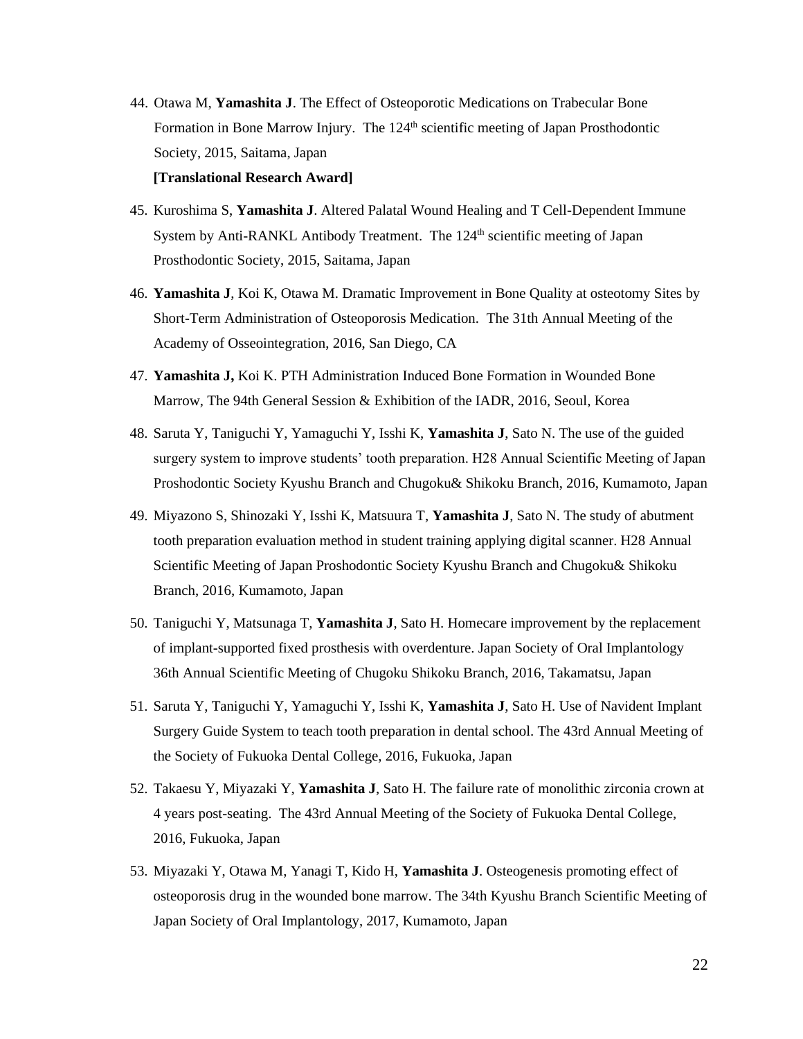44. Otawa M, **Yamashita J**. The Effect of Osteoporotic Medications on Trabecular Bone Formation in Bone Marrow Injury. The 124th scientific meeting of Japan Prosthodontic Society, 2015, Saitama, Japan
    **[Translational Research Award]**

45. Kuroshima S, **Yamashita J**. Altered Palatal Wound Healing and T Cell-Dependent Immune System by Anti-RANKL Antibody Treatment. The 124th scientific meeting of Japan Prosthodontic Society, 2015, Saitama, Japan

46. **Yamashita J**, Koi K, Otawa M. Dramatic Improvement in Bone Quality at osteotomy Sites by Short-Term Administration of Osteoporosis Medication. The 31th Annual Meeting of the Academy of Osseointegration, 2016, San Diego, CA

47. **Yamashita J,** Koi K. PTH Administration Induced Bone Formation in Wounded Bone Marrow, The 94th General Session & Exhibition of the IADR, 2016, Seoul, Korea

48. Saruta Y, Taniguchi Y, Yamaguchi Y, Isshi K, **Yamashita J**, Sato N. The use of the guided surgery system to improve students' tooth preparation. H28 Annual Scientific Meeting of Japan Proshodontic Society Kyushu Branch and Chugoku& Shikoku Branch, 2016, Kumamoto, Japan

49. Miyazono S, Shinozaki Y, Isshi K, Matsuura T, **Yamashita J**, Sato N. The study of abutment tooth preparation evaluation method in student training applying digital scanner. H28 Annual Scientific Meeting of Japan Proshodontic Society Kyushu Branch and Chugoku& Shikoku Branch, 2016, Kumamoto, Japan

50. Taniguchi Y, Matsunaga T, **Yamashita J**, Sato H. Homecare improvement by the replacement of implant-supported fixed prosthesis with overdenture. Japan Society of Oral Implantology 36th Annual Scientific Meeting of Chugoku Shikoku Branch, 2016, Takamatsu, Japan

51. Saruta Y, Taniguchi Y, Yamaguchi Y, Isshi K, **Yamashita J**, Sato H. Use of Navident Implant Surgery Guide System to teach tooth preparation in dental school. The 43rd Annual Meeting of the Society of Fukuoka Dental College, 2016, Fukuoka, Japan

52. Takaesu Y, Miyazaki Y, **Yamashita J**, Sato H. The failure rate of monolithic zirconia crown at 4 years post-seating. The 43rd Annual Meeting of the Society of Fukuoka Dental College, 2016, Fukuoka, Japan

53. Miyazaki Y, Otawa M, Yanagi T, Kido H, **Yamashita J**. Osteogenesis promoting effect of osteoporosis drug in the wounded bone marrow. The 34th Kyushu Branch Scientific Meeting of Japan Society of Oral Implantology, 2017, Kumamoto, Japan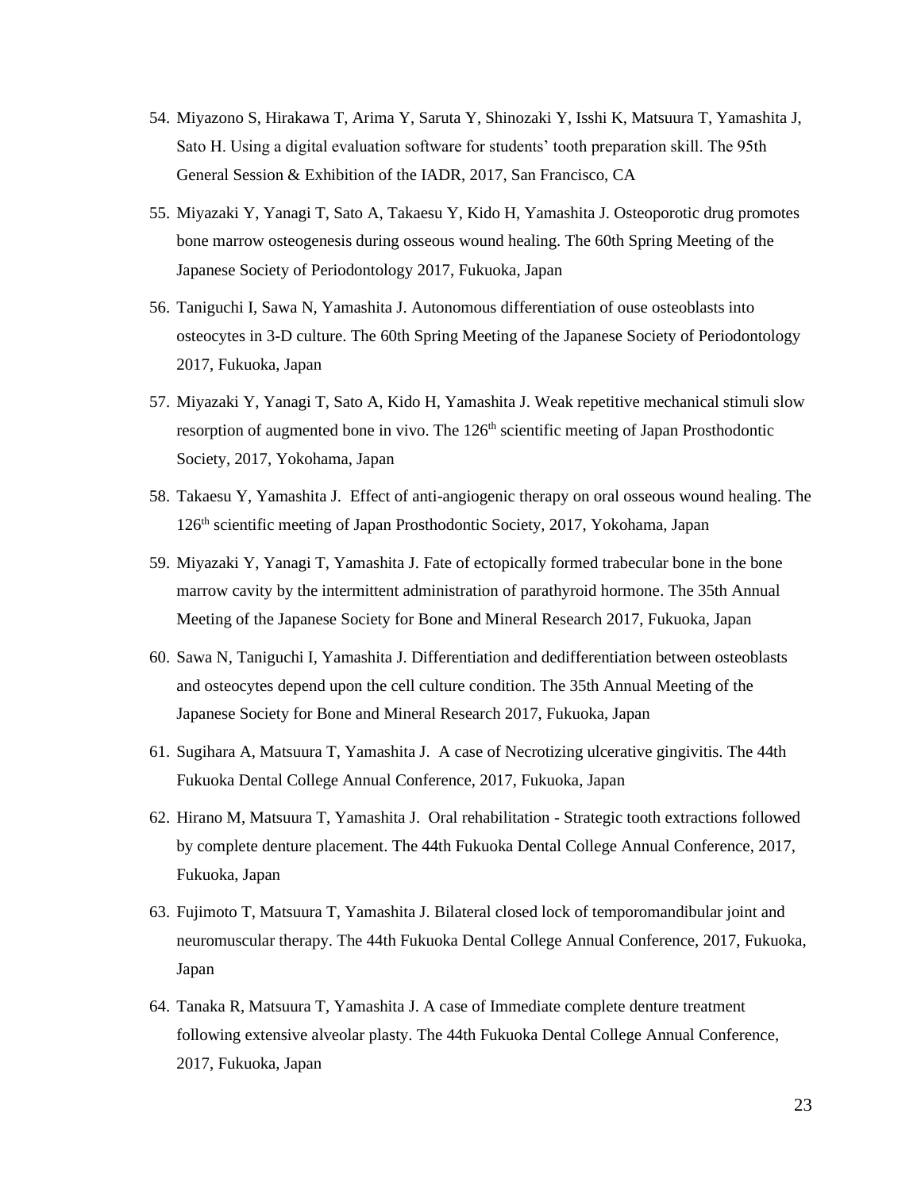54. Miyazono S, Hirakawa T, Arima Y, Saruta Y, Shinozaki Y, Isshi K, Matsuura T, Yamashita J, Sato H. Using a digital evaluation software for students' tooth preparation skill. The 95th General Session & Exhibition of the IADR, 2017, San Francisco, CA
55. Miyazaki Y, Yanagi T, Sato A, Takaesu Y, Kido H, Yamashita J. Osteoporotic drug promotes bone marrow osteogenesis during osseous wound healing. The 60th Spring Meeting of the Japanese Society of Periodontology 2017, Fukuoka, Japan
56. Taniguchi I, Sawa N, Yamashita J. Autonomous differentiation of ouse osteoblasts into osteocytes in 3-D culture. The 60th Spring Meeting of the Japanese Society of Periodontology 2017, Fukuoka, Japan
57. Miyazaki Y, Yanagi T, Sato A, Kido H, Yamashita J. Weak repetitive mechanical stimuli slow resorption of augmented bone in vivo. The 126th scientific meeting of Japan Prosthodontic Society, 2017, Yokohama, Japan
58. Takaesu Y, Yamashita J. Effect of anti-angiogenic therapy on oral osseous wound healing. The 126th scientific meeting of Japan Prosthodontic Society, 2017, Yokohama, Japan
59. Miyazaki Y, Yanagi T, Yamashita J. Fate of ectopically formed trabecular bone in the bone marrow cavity by the intermittent administration of parathyroid hormone. The 35th Annual Meeting of the Japanese Society for Bone and Mineral Research 2017, Fukuoka, Japan
60. Sawa N, Taniguchi I, Yamashita J. Differentiation and dedifferentiation between osteoblasts and osteocytes depend upon the cell culture condition. The 35th Annual Meeting of the Japanese Society for Bone and Mineral Research 2017, Fukuoka, Japan
61. Sugihara A, Matsuura T, Yamashita J. A case of Necrotizing ulcerative gingivitis. The 44th Fukuoka Dental College Annual Conference, 2017, Fukuoka, Japan
62. Hirano M, Matsuura T, Yamashita J. Oral rehabilitation - Strategic tooth extractions followed by complete denture placement. The 44th Fukuoka Dental College Annual Conference, 2017, Fukuoka, Japan
63. Fujimoto T, Matsuura T, Yamashita J. Bilateral closed lock of temporomandibular joint and neuromuscular therapy. The 44th Fukuoka Dental College Annual Conference, 2017, Fukuoka, Japan
64. Tanaka R, Matsuura T, Yamashita J. A case of Immediate complete denture treatment following extensive alveolar plasty. The 44th Fukuoka Dental College Annual Conference, 2017, Fukuoka, Japan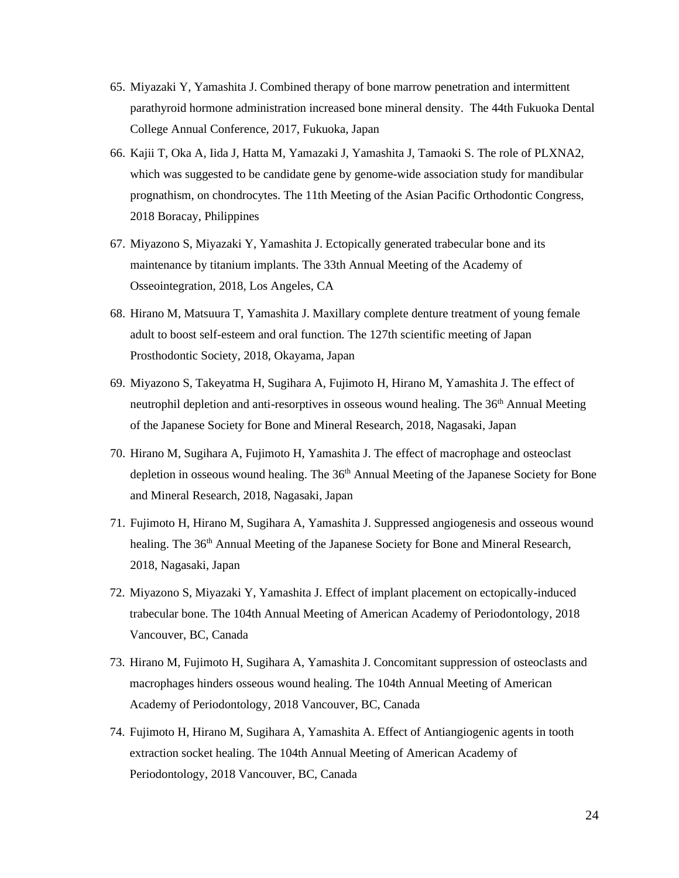65. Miyazaki Y, Yamashita J. Combined therapy of bone marrow penetration and intermittent parathyroid hormone administration increased bone mineral density. The 44th Fukuoka Dental College Annual Conference, 2017, Fukuoka, Japan
66. Kajii T, Oka A, Iida J, Hatta M, Yamazaki J, Yamashita J, Tamaoki S. The role of PLXNA2, which was suggested to be candidate gene by genome-wide association study for mandibular prognathism, on chondrocytes. The 11th Meeting of the Asian Pacific Orthodontic Congress, 2018 Boracay, Philippines
67. Miyazono S, Miyazaki Y, Yamashita J. Ectopically generated trabecular bone and its maintenance by titanium implants. The 33th Annual Meeting of the Academy of Osseointegration, 2018, Los Angeles, CA
68. Hirano M, Matsuura T, Yamashita J. Maxillary complete denture treatment of young female adult to boost self-esteem and oral function. The 127th scientific meeting of Japan Prosthodontic Society, 2018, Okayama, Japan
69. Miyazono S, Takeyatma H, Sugihara A, Fujimoto H, Hirano M, Yamashita J. The effect of neutrophil depletion and anti-resorptives in osseous wound healing. The 36th Annual Meeting of the Japanese Society for Bone and Mineral Research, 2018, Nagasaki, Japan
70. Hirano M, Sugihara A, Fujimoto H, Yamashita J. The effect of macrophage and osteoclast depletion in osseous wound healing. The 36th Annual Meeting of the Japanese Society for Bone and Mineral Research, 2018, Nagasaki, Japan
71. Fujimoto H, Hirano M, Sugihara A, Yamashita J. Suppressed angiogenesis and osseous wound healing. The 36th Annual Meeting of the Japanese Society for Bone and Mineral Research, 2018, Nagasaki, Japan
72. Miyazono S, Miyazaki Y, Yamashita J. Effect of implant placement on ectopically-induced trabecular bone. The 104th Annual Meeting of American Academy of Periodontology, 2018 Vancouver, BC, Canada
73. Hirano M, Fujimoto H, Sugihara A, Yamashita J. Concomitant suppression of osteoclasts and macrophages hinders osseous wound healing. The 104th Annual Meeting of American Academy of Periodontology, 2018 Vancouver, BC, Canada
74. Fujimoto H, Hirano M, Sugihara A, Yamashita A. Effect of Antiangiogenic agents in tooth extraction socket healing. The 104th Annual Meeting of American Academy of Periodontology, 2018 Vancouver, BC, Canada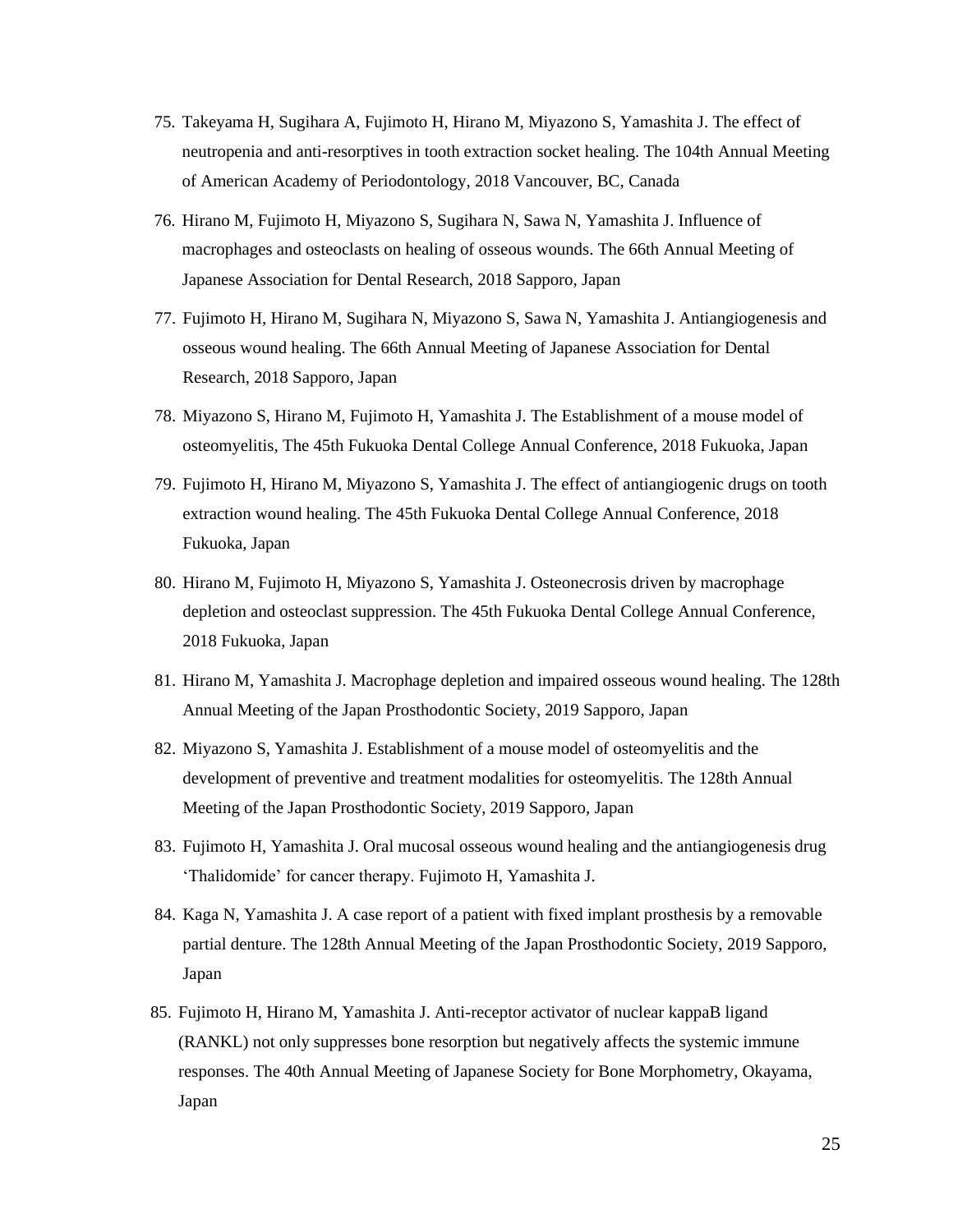75. Takeyama H, Sugihara A, Fujimoto H, Hirano M, Miyazono S, Yamashita J. The effect of neutropenia and anti-resorptives in tooth extraction socket healing. The 104th Annual Meeting of American Academy of Periodontology, 2018 Vancouver, BC, Canada
76. Hirano M, Fujimoto H, Miyazono S, Sugihara N, Sawa N, Yamashita J. Influence of macrophages and osteoclasts on healing of osseous wounds. The 66th Annual Meeting of Japanese Association for Dental Research, 2018 Sapporo, Japan
77. Fujimoto H, Hirano M, Sugihara N, Miyazono S, Sawa N, Yamashita J. Antiangiogenesis and osseous wound healing. The 66th Annual Meeting of Japanese Association for Dental Research, 2018 Sapporo, Japan
78. Miyazono S, Hirano M, Fujimoto H, Yamashita J. The Establishment of a mouse model of osteomyelitis, The 45th Fukuoka Dental College Annual Conference, 2018 Fukuoka, Japan
79. Fujimoto H, Hirano M, Miyazono S, Yamashita J. The effect of antiangiogenic drugs on tooth extraction wound healing. The 45th Fukuoka Dental College Annual Conference, 2018 Fukuoka, Japan
80. Hirano M, Fujimoto H, Miyazono S, Yamashita J. Osteonecrosis driven by macrophage depletion and osteoclast suppression. The 45th Fukuoka Dental College Annual Conference, 2018 Fukuoka, Japan
81. Hirano M, Yamashita J. Macrophage depletion and impaired osseous wound healing. The 128th Annual Meeting of the Japan Prosthodontic Society, 2019 Sapporo, Japan
82. Miyazono S, Yamashita J. Establishment of a mouse model of osteomyelitis and the development of preventive and treatment modalities for osteomyelitis. The 128th Annual Meeting of the Japan Prosthodontic Society, 2019 Sapporo, Japan
83. Fujimoto H, Yamashita J. Oral mucosal osseous wound healing and the antiangiogenesis drug 'Thalidomide' for cancer therapy. Fujimoto H, Yamashita J.
84. Kaga N, Yamashita J. A case report of a patient with fixed implant prosthesis by a removable partial denture. The 128th Annual Meeting of the Japan Prosthodontic Society, 2019 Sapporo, Japan
85. Fujimoto H, Hirano M, Yamashita J. Anti-receptor activator of nuclear kappaB ligand (RANKL) not only suppresses bone resorption but negatively affects the systemic immune responses. The 40th Annual Meeting of Japanese Society for Bone Morphometry, Okayama, Japan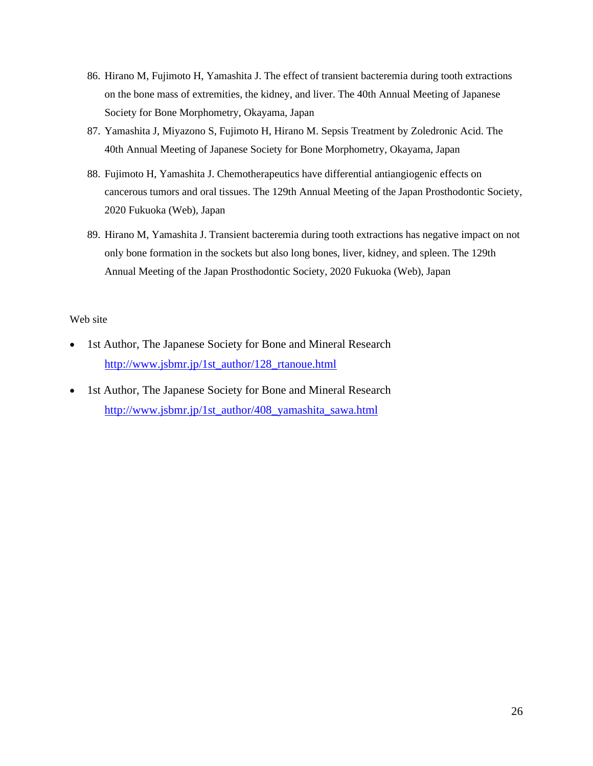86. Hirano M, Fujimoto H, Yamashita J. The effect of transient bacteremia during tooth extractions on the bone mass of extremities, the kidney, and liver. The 40th Annual Meeting of Japanese Society for Bone Morphometry, Okayama, Japan
87. Yamashita J, Miyazono S, Fujimoto H, Hirano M. Sepsis Treatment by Zoledronic Acid. The 40th Annual Meeting of Japanese Society for Bone Morphometry, Okayama, Japan
88. Fujimoto H, Yamashita J. Chemotherapeutics have differential antiangiogenic effects on cancerous tumors and oral tissues. The 129th Annual Meeting of the Japan Prosthodontic Society, 2020 Fukuoka (Web), Japan
89. Hirano M, Yamashita J. Transient bacteremia during tooth extractions has negative impact on not only bone formation in the sockets but also long bones, liver, kidney, and spleen. The 129th Annual Meeting of the Japan Prosthodontic Society, 2020 Fukuoka (Web), Japan

Web site

- 1st Author, The Japanese Society for Bone and Mineral Research
  http://www.jsbmr.jp/1st_author/128_rtanoue.html
- 1st Author, The Japanese Society for Bone and Mineral Research
  http://www.jsbmr.jp/1st_author/408_yamashita_sawa.html